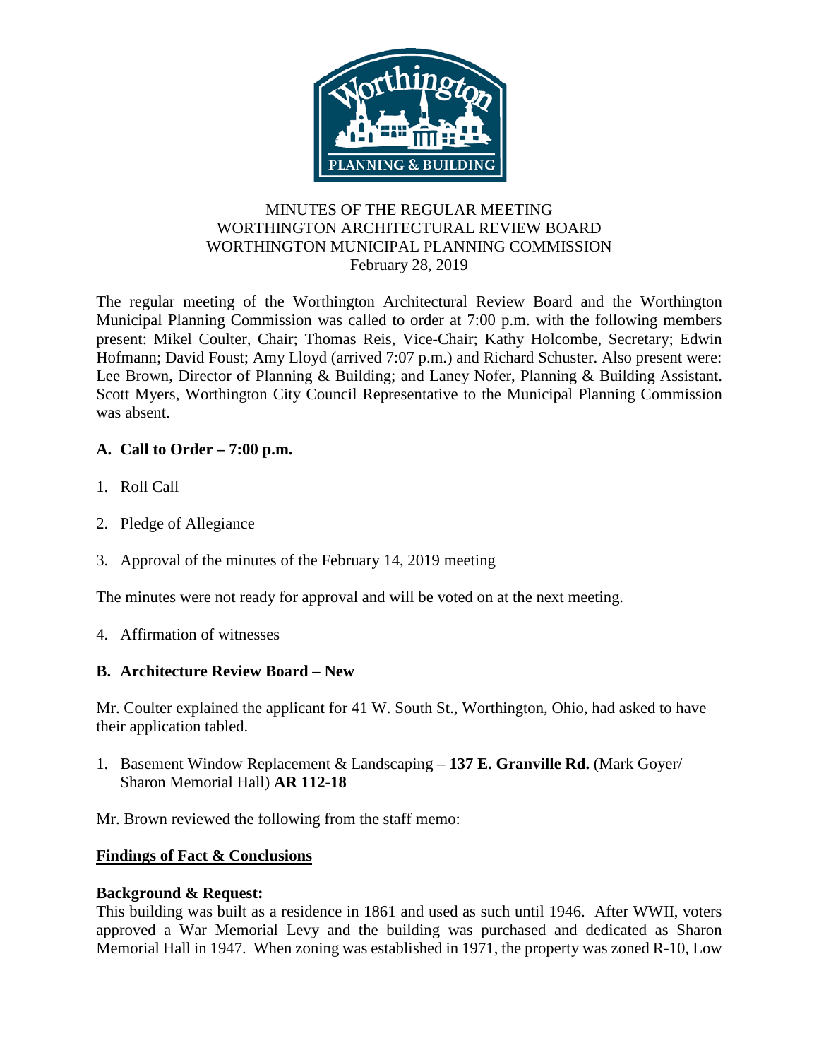# MINUTES OF THE REGULAR MEETING
## WORTHINGTON ARCHITECTURAL REVIEW BOARD
## WORTHINGTON MUNICIPAL PLANNING COMMISSION
February 28, 2019

The regular meeting of the Worthington Architectural Review Board and the Worthington Municipal Planning Commission was called to order at 7:00 p.m. with the following members present: Mikel Coulter, Chair; Thomas Reis, Vice-Chair; Kathy Holcombe, Secretary; Edwin Hofmann; David Foust; Amy Lloyd (arrived 7:07 p.m.) and Richard Schuster. Also present were: Lee Brown, Director of Planning & Building; and Laney Nofer, Planning & Building Assistant. Scott Myers, Worthington City Council Representative to the Municipal Planning Commission was absent.

**A. Call to Order – 7:00 p.m.**

1. Roll Call

2. Pledge of Allegiance

3. Approval of the minutes of the February 14, 2019 meeting

The minutes were not ready for approval and will be voted on at the next meeting.

4. Affirmation of witnesses

**B. Architecture Review Board – New**

Mr. Coulter explained the applicant for 41 W. South St., Worthington, Ohio, had asked to have their application tabled.

1. Basement Window Replacement & Landscaping – **137 E. Granville Rd.** (Mark Goyer/ Sharon Memorial Hall) **AR 112-18**

Mr. Brown reviewed the following from the staff memo:

**Findings of Fact & Conclusions**

**Background & Request:**
This building was built as a residence in 1861 and used as such until 1946. After WWII, voters approved a War Memorial Levy and the building was purchased and dedicated as Sharon Memorial Hall in 1947. When zoning was established in 1971, the property was zoned R-10, Low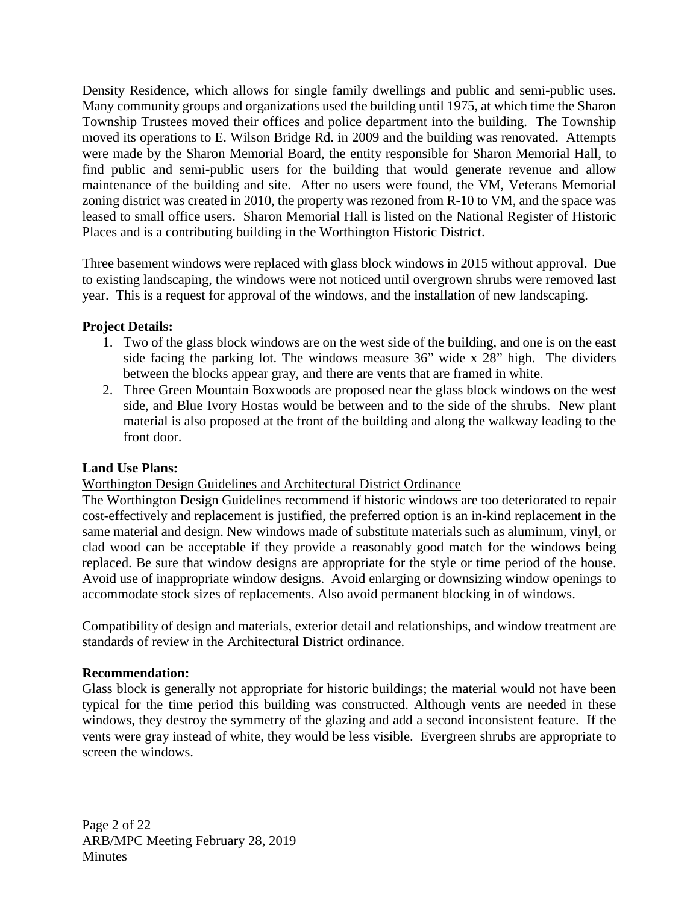Density Residence, which allows for single family dwellings and public and semi-public uses. Many community groups and organizations used the building until 1975, at which time the Sharon Township Trustees moved their offices and police department into the building. The Township moved its operations to E. Wilson Bridge Rd. in 2009 and the building was renovated. Attempts were made by the Sharon Memorial Board, the entity responsible for Sharon Memorial Hall, to find public and semi-public users for the building that would generate revenue and allow maintenance of the building and site. After no users were found, the VM, Veterans Memorial zoning district was created in 2010, the property was rezoned from R-10 to VM, and the space was leased to small office users. Sharon Memorial Hall is listed on the National Register of Historic Places and is a contributing building in the Worthington Historic District.

Three basement windows were replaced with glass block windows in 2015 without approval. Due to existing landscaping, the windows were not noticed until overgrown shrubs were removed last year. This is a request for approval of the windows, and the installation of new landscaping.

**Project Details:**

1. Two of the glass block windows are on the west side of the building, and one is on the east side facing the parking lot. The windows measure 36" wide x 28" high. The dividers between the blocks appear gray, and there are vents that are framed in white.
2. Three Green Mountain Boxwoods are proposed near the glass block windows on the west side, and Blue Ivory Hostas would be between and to the side of the shrubs. New plant material is also proposed at the front of the building and along the walkway leading to the front door.

**Land Use Plans:**

Worthington Design Guidelines and Architectural District Ordinance

The Worthington Design Guidelines recommend if historic windows are too deteriorated to repair cost-effectively and replacement is justified, the preferred option is an in-kind replacement in the same material and design. New windows made of substitute materials such as aluminum, vinyl, or clad wood can be acceptable if they provide a reasonably good match for the windows being replaced. Be sure that window designs are appropriate for the style or time period of the house. Avoid use of inappropriate window designs. Avoid enlarging or downsizing window openings to accommodate stock sizes of replacements. Also avoid permanent blocking in of windows.

Compatibility of design and materials, exterior detail and relationships, and window treatment are standards of review in the Architectural District ordinance.

**Recommendation:**

Glass block is generally not appropriate for historic buildings; the material would not have been typical for the time period this building was constructed. Although vents are needed in these windows, they destroy the symmetry of the glazing and add a second inconsistent feature. If the vents were gray instead of white, they would be less visible. Evergreen shrubs are appropriate to screen the windows.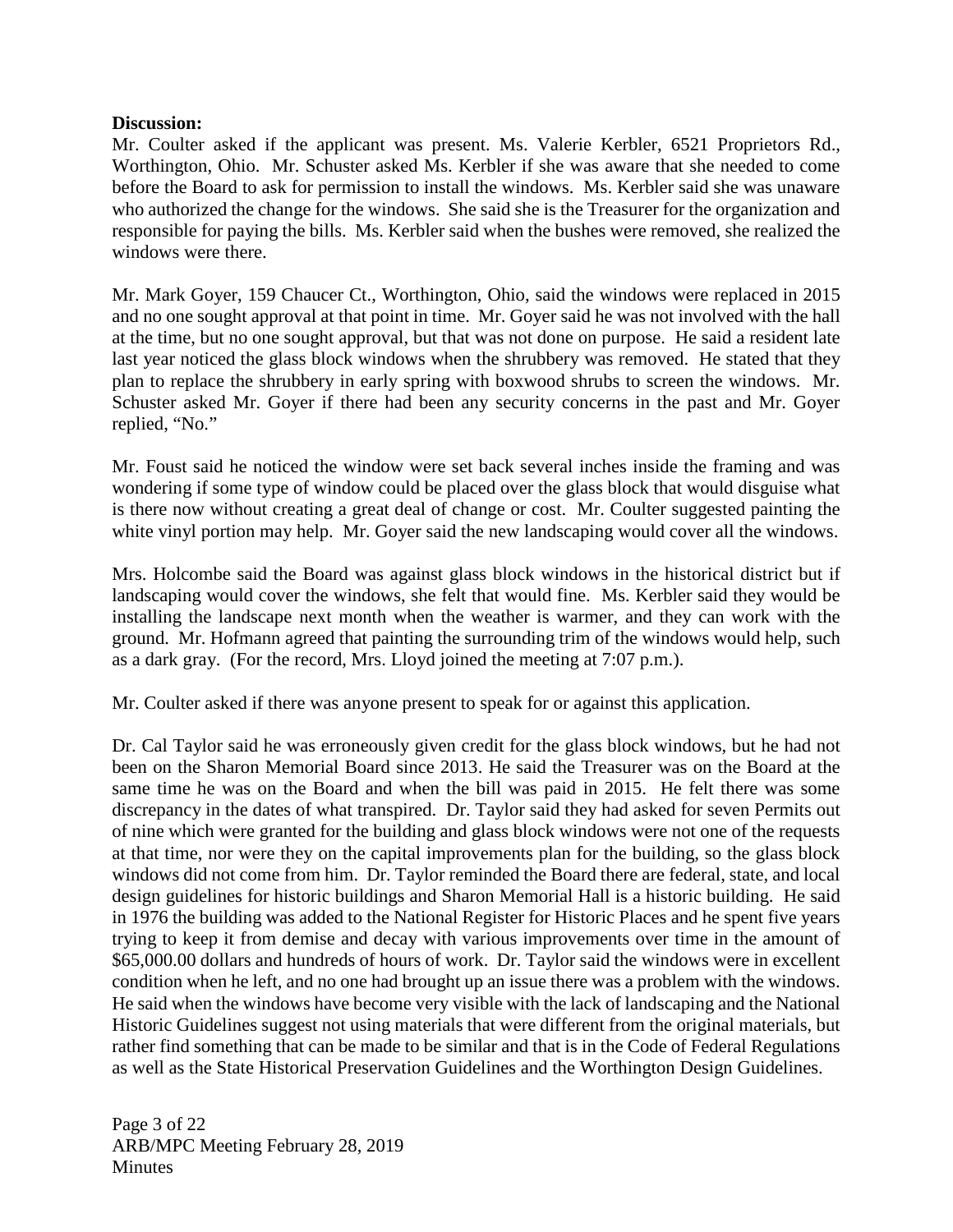**Discussion:**

Mr. Coulter asked if the applicant was present. Ms. Valerie Kerbler, 6521 Proprietors Rd., Worthington, Ohio. Mr. Schuster asked Ms. Kerbler if she was aware that she needed to come before the Board to ask for permission to install the windows. Ms. Kerbler said she was unaware who authorized the change for the windows. She said she is the Treasurer for the organization and responsible for paying the bills. Ms. Kerbler said when the bushes were removed, she realized the windows were there.

Mr. Mark Goyer, 159 Chaucer Ct., Worthington, Ohio, said the windows were replaced in 2015 and no one sought approval at that point in time. Mr. Goyer said he was not involved with the hall at the time, but no one sought approval, but that was not done on purpose. He said a resident late last year noticed the glass block windows when the shrubbery was removed. He stated that they plan to replace the shrubbery in early spring with boxwood shrubs to screen the windows. Mr. Schuster asked Mr. Goyer if there had been any security concerns in the past and Mr. Goyer replied, "No."

Mr. Foust said he noticed the window were set back several inches inside the framing and was wondering if some type of window could be placed over the glass block that would disguise what is there now without creating a great deal of change or cost. Mr. Coulter suggested painting the white vinyl portion may help. Mr. Goyer said the new landscaping would cover all the windows.

Mrs. Holcombe said the Board was against glass block windows in the historical district but if landscaping would cover the windows, she felt that would fine. Ms. Kerbler said they would be installing the landscape next month when the weather is warmer, and they can work with the ground. Mr. Hofmann agreed that painting the surrounding trim of the windows would help, such as a dark gray. (For the record, Mrs. Lloyd joined the meeting at 7:07 p.m.).

Mr. Coulter asked if there was anyone present to speak for or against this application.

Dr. Cal Taylor said he was erroneously given credit for the glass block windows, but he had not been on the Sharon Memorial Board since 2013. He said the Treasurer was on the Board at the same time he was on the Board and when the bill was paid in 2015. He felt there was some discrepancy in the dates of what transpired. Dr. Taylor said they had asked for seven Permits out of nine which were granted for the building and glass block windows were not one of the requests at that time, nor were they on the capital improvements plan for the building, so the glass block windows did not come from him. Dr. Taylor reminded the Board there are federal, state, and local design guidelines for historic buildings and Sharon Memorial Hall is a historic building. He said in 1976 the building was added to the National Register for Historic Places and he spent five years trying to keep it from demise and decay with various improvements over time in the amount of $65,000.00 dollars and hundreds of hours of work. Dr. Taylor said the windows were in excellent condition when he left, and no one had brought up an issue there was a problem with the windows. He said when the windows have become very visible with the lack of landscaping and the National Historic Guidelines suggest not using materials that were different from the original materials, but rather find something that can be made to be similar and that is in the Code of Federal Regulations as well as the State Historical Preservation Guidelines and the Worthington Design Guidelines.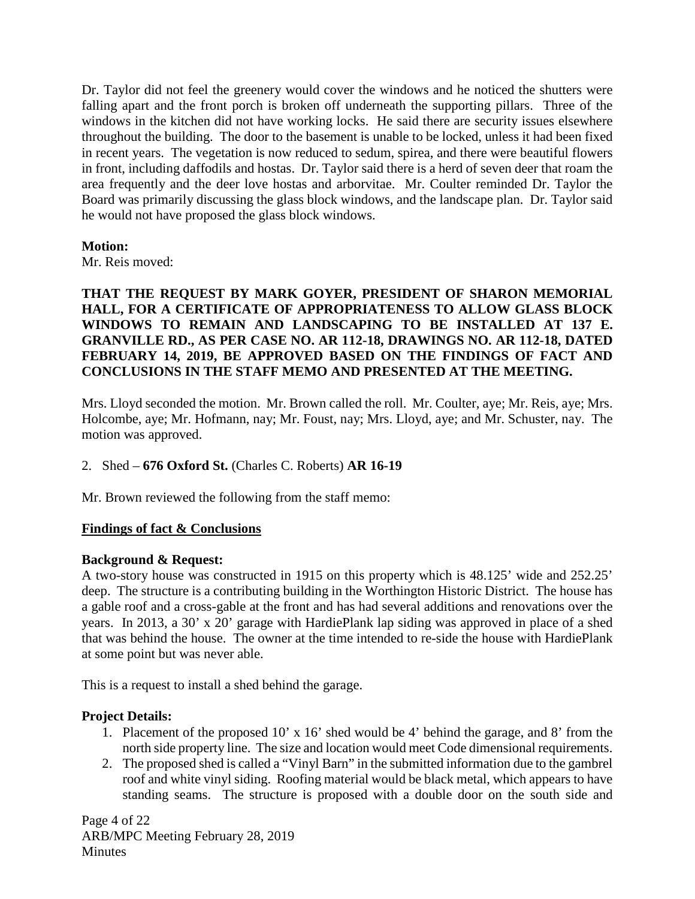Dr. Taylor did not feel the greenery would cover the windows and he noticed the shutters were falling apart and the front porch is broken off underneath the supporting pillars. Three of the windows in the kitchen did not have working locks. He said there are security issues elsewhere throughout the building. The door to the basement is unable to be locked, unless it had been fixed in recent years. The vegetation is now reduced to sedum, spirea, and there were beautiful flowers in front, including daffodils and hostas. Dr. Taylor said there is a herd of seven deer that roam the area frequently and the deer love hostas and arborvitae. Mr. Coulter reminded Dr. Taylor the Board was primarily discussing the glass block windows, and the landscape plan. Dr. Taylor said he would not have proposed the glass block windows.

**Motion:**
Mr. Reis moved:

**THAT THE REQUEST BY MARK GOYER, PRESIDENT OF SHARON MEMORIAL HALL, FOR A CERTIFICATE OF APPROPRIATENESS TO ALLOW GLASS BLOCK WINDOWS TO REMAIN AND LANDSCAPING TO BE INSTALLED AT 137 E. GRANVILLE RD., AS PER CASE NO. AR 112-18, DRAWINGS NO. AR 112-18, DATED FEBRUARY 14, 2019, BE APPROVED BASED ON THE FINDINGS OF FACT AND CONCLUSIONS IN THE STAFF MEMO AND PRESENTED AT THE MEETING.**

Mrs. Lloyd seconded the motion. Mr. Brown called the roll. Mr. Coulter, aye; Mr. Reis, aye; Mrs. Holcombe, aye; Mr. Hofmann, nay; Mr. Foust, nay; Mrs. Lloyd, aye; and Mr. Schuster, nay. The motion was approved.

2. Shed – **676 Oxford St.** (Charles C. Roberts) **AR 16-19**

Mr. Brown reviewed the following from the staff memo:

**Findings of fact & Conclusions**

**Background & Request:**
A two-story house was constructed in 1915 on this property which is 48.125' wide and 252.25' deep. The structure is a contributing building in the Worthington Historic District. The house has a gable roof and a cross-gable at the front and has had several additions and renovations over the years. In 2013, a 30' x 20' garage with HardiePlank lap siding was approved in place of a shed that was behind the house. The owner at the time intended to re-side the house with HardiePlank at some point but was never able.

This is a request to install a shed behind the garage.

**Project Details:**

1. Placement of the proposed 10' x 16' shed would be 4' behind the garage, and 8' from the north side property line. The size and location would meet Code dimensional requirements.
2. The proposed shed is called a "Vinyl Barn" in the submitted information due to the gambrel roof and white vinyl siding. Roofing material would be black metal, which appears to have standing seams. The structure is proposed with a double door on the south side and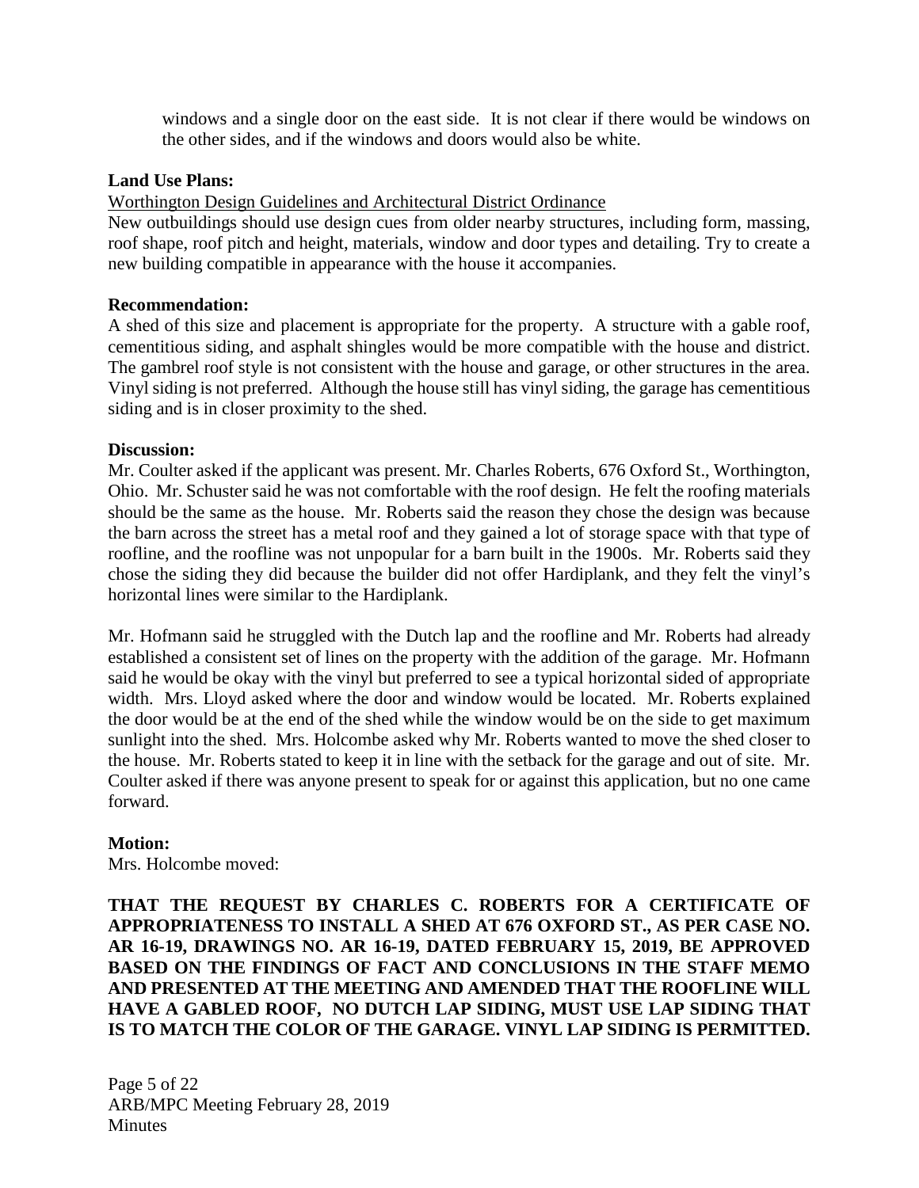windows and a single door on the east side. It is not clear if there would be windows on the other sides, and if the windows and doors would also be white.

**Land Use Plans:**

Worthington Design Guidelines and Architectural District Ordinance

New outbuildings should use design cues from older nearby structures, including form, massing, roof shape, roof pitch and height, materials, window and door types and detailing. Try to create a new building compatible in appearance with the house it accompanies.

**Recommendation:**

A shed of this size and placement is appropriate for the property. A structure with a gable roof, cementitious siding, and asphalt shingles would be more compatible with the house and district. The gambrel roof style is not consistent with the house and garage, or other structures in the area. Vinyl siding is not preferred. Although the house still has vinyl siding, the garage has cementitious siding and is in closer proximity to the shed.

**Discussion:**

Mr. Coulter asked if the applicant was present. Mr. Charles Roberts, 676 Oxford St., Worthington, Ohio. Mr. Schuster said he was not comfortable with the roof design. He felt the roofing materials should be the same as the house. Mr. Roberts said the reason they chose the design was because the barn across the street has a metal roof and they gained a lot of storage space with that type of roofline, and the roofline was not unpopular for a barn built in the 1900s. Mr. Roberts said they chose the siding they did because the builder did not offer Hardiplank, and they felt the vinyl's horizontal lines were similar to the Hardiplank.

Mr. Hofmann said he struggled with the Dutch lap and the roofline and Mr. Roberts had already established a consistent set of lines on the property with the addition of the garage. Mr. Hofmann said he would be okay with the vinyl but preferred to see a typical horizontal sided of appropriate width. Mrs. Lloyd asked where the door and window would be located. Mr. Roberts explained the door would be at the end of the shed while the window would be on the side to get maximum sunlight into the shed. Mrs. Holcombe asked why Mr. Roberts wanted to move the shed closer to the house. Mr. Roberts stated to keep it in line with the setback for the garage and out of site. Mr. Coulter asked if there was anyone present to speak for or against this application, but no one came forward.

**Motion:**

Mrs. Holcombe moved:

**THAT THE REQUEST BY CHARLES C. ROBERTS FOR A CERTIFICATE OF APPROPRIATENESS TO INSTALL A SHED AT 676 OXFORD ST., AS PER CASE NO. AR 16-19, DRAWINGS NO. AR 16-19, DATED FEBRUARY 15, 2019, BE APPROVED BASED ON THE FINDINGS OF FACT AND CONCLUSIONS IN THE STAFF MEMO AND PRESENTED AT THE MEETING AND AMENDED THAT THE ROOFLINE WILL HAVE A GABLED ROOF, NO DUTCH LAP SIDING, MUST USE LAP SIDING THAT IS TO MATCH THE COLOR OF THE GARAGE. VINYL LAP SIDING IS PERMITTED.**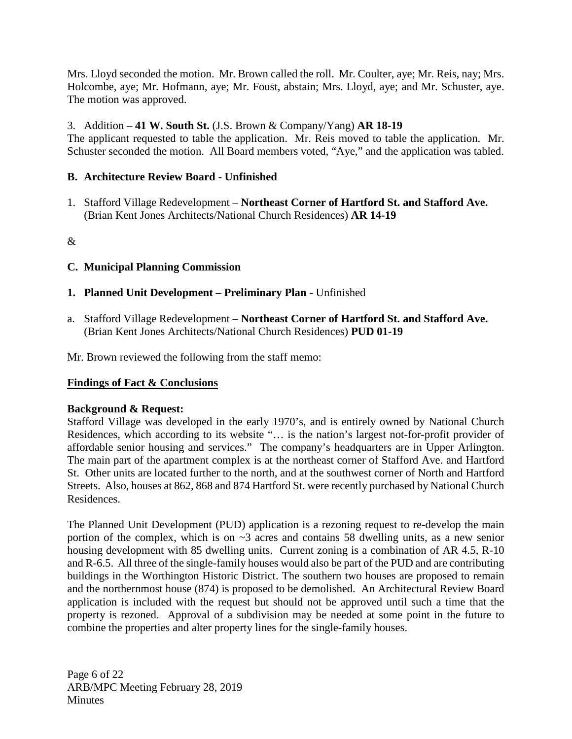Mrs. Lloyd seconded the motion. Mr. Brown called the roll. Mr. Coulter, aye; Mr. Reis, nay; Mrs. Holcombe, aye; Mr. Hofmann, aye; Mr. Foust, abstain; Mrs. Lloyd, aye; and Mr. Schuster, aye. The motion was approved.

3. Addition – **41 W. South St.** (J.S. Brown & Company/Yang) **AR 18-19**

The applicant requested to table the application. Mr. Reis moved to table the application. Mr. Schuster seconded the motion. All Board members voted, "Aye," and the application was tabled.

**B. Architecture Review Board - Unfinished**

1. Stafford Village Redevelopment – **Northeast Corner of Hartford St. and Stafford Ave.** (Brian Kent Jones Architects/National Church Residences) **AR 14-19**

&

**C. Municipal Planning Commission**

**1. Planned Unit Development – Preliminary Plan** - Unfinished

a. Stafford Village Redevelopment – **Northeast Corner of Hartford St. and Stafford Ave.** (Brian Kent Jones Architects/National Church Residences) **PUD 01-19**

Mr. Brown reviewed the following from the staff memo:

**Findings of Fact & Conclusions**

**Background & Request:**

Stafford Village was developed in the early 1970's, and is entirely owned by National Church Residences, which according to its website "… is the nation's largest not-for-profit provider of affordable senior housing and services." The company's headquarters are in Upper Arlington. The main part of the apartment complex is at the northeast corner of Stafford Ave. and Hartford St. Other units are located further to the north, and at the southwest corner of North and Hartford Streets. Also, houses at 862, 868 and 874 Hartford St. were recently purchased by National Church Residences.

The Planned Unit Development (PUD) application is a rezoning request to re-develop the main portion of the complex, which is on ~3 acres and contains 58 dwelling units, as a new senior housing development with 85 dwelling units. Current zoning is a combination of AR 4.5, R-10 and R-6.5. All three of the single-family houses would also be part of the PUD and are contributing buildings in the Worthington Historic District. The southern two houses are proposed to remain and the northernmost house (874) is proposed to be demolished. An Architectural Review Board application is included with the request but should not be approved until such a time that the property is rezoned. Approval of a subdivision may be needed at some point in the future to combine the properties and alter property lines for the single-family houses.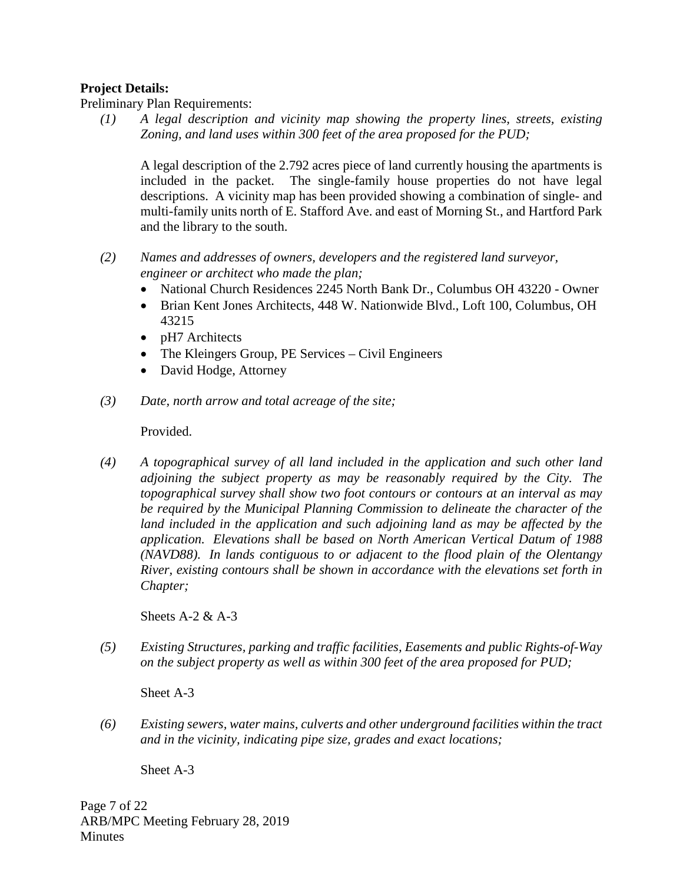**Project Details:**

Preliminary Plan Requirements:

*(1) A legal description and vicinity map showing the property lines, streets, existing Zoning, and land uses within 300 feet of the area proposed for the PUD;*

A legal description of the 2.792 acres piece of land currently housing the apartments is included in the packet. The single-family house properties do not have legal descriptions. A vicinity map has been provided showing a combination of single- and multi-family units north of E. Stafford Ave. and east of Morning St., and Hartford Park and the library to the south.

*(2) Names and addresses of owners, developers and the registered land surveyor, engineer or architect who made the plan;*

- National Church Residences 2245 North Bank Dr., Columbus OH 43220 - Owner
- Brian Kent Jones Architects, 448 W. Nationwide Blvd., Loft 100, Columbus, OH 43215
- pH7 Architects
- The Kleingers Group, PE Services – Civil Engineers
- David Hodge, Attorney

*(3) Date, north arrow and total acreage of the site;*

Provided.

*(4) A topographical survey of all land included in the application and such other land adjoining the subject property as may be reasonably required by the City. The topographical survey shall show two foot contours or contours at an interval as may be required by the Municipal Planning Commission to delineate the character of the land included in the application and such adjoining land as may be affected by the application. Elevations shall be based on North American Vertical Datum of 1988 (NAVD88). In lands contiguous to or adjacent to the flood plain of the Olentangy River, existing contours shall be shown in accordance with the elevations set forth in Chapter;*

Sheets A-2 & A-3

*(5) Existing Structures, parking and traffic facilities, Easements and public Rights-of-Way on the subject property as well as within 300 feet of the area proposed for PUD;*

Sheet A-3

*(6) Existing sewers, water mains, culverts and other underground facilities within the tract and in the vicinity, indicating pipe size, grades and exact locations;*

Sheet A-3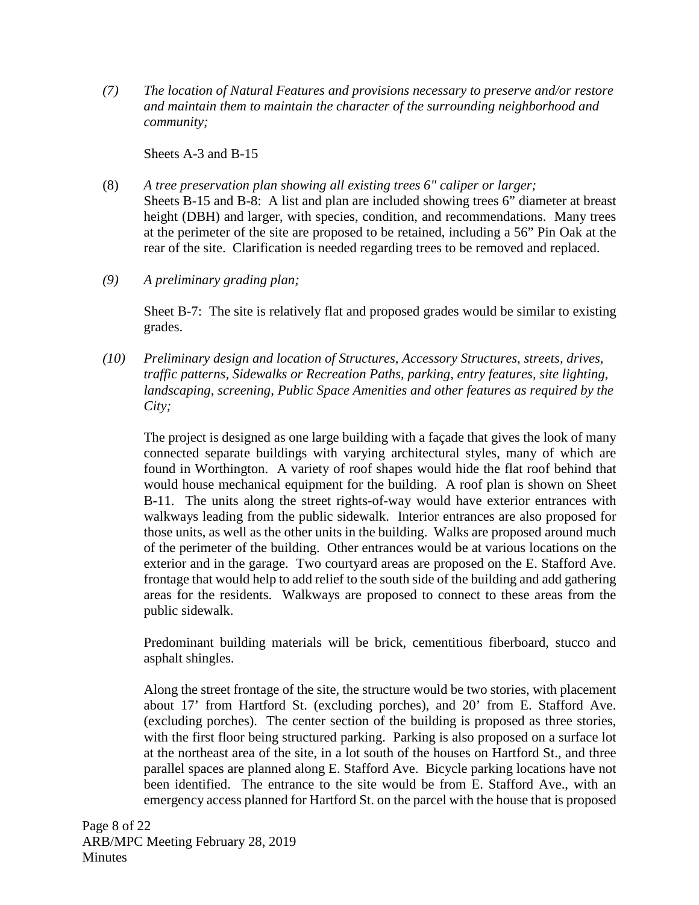*(7) The location of Natural Features and provisions necessary to preserve and/or restore and maintain them to maintain the character of the surrounding neighborhood and community;*

Sheets A-3 and B-15

(8) *A tree preservation plan showing all existing trees 6" caliper or larger;*
Sheets B-15 and B-8: A list and plan are included showing trees 6" diameter at breast height (DBH) and larger, with species, condition, and recommendations. Many trees at the perimeter of the site are proposed to be retained, including a 56" Pin Oak at the rear of the site. Clarification is needed regarding trees to be removed and replaced.

*(9) A preliminary grading plan;*

Sheet B-7: The site is relatively flat and proposed grades would be similar to existing grades.

*(10) Preliminary design and location of Structures, Accessory Structures, streets, drives, traffic patterns, Sidewalks or Recreation Paths, parking, entry features, site lighting, landscaping, screening, Public Space Amenities and other features as required by the City;*

The project is designed as one large building with a façade that gives the look of many connected separate buildings with varying architectural styles, many of which are found in Worthington. A variety of roof shapes would hide the flat roof behind that would house mechanical equipment for the building. A roof plan is shown on Sheet B-11. The units along the street rights-of-way would have exterior entrances with walkways leading from the public sidewalk. Interior entrances are also proposed for those units, as well as the other units in the building. Walks are proposed around much of the perimeter of the building. Other entrances would be at various locations on the exterior and in the garage. Two courtyard areas are proposed on the E. Stafford Ave. frontage that would help to add relief to the south side of the building and add gathering areas for the residents. Walkways are proposed to connect to these areas from the public sidewalk.

Predominant building materials will be brick, cementitious fiberboard, stucco and asphalt shingles.

Along the street frontage of the site, the structure would be two stories, with placement about 17' from Hartford St. (excluding porches), and 20' from E. Stafford Ave. (excluding porches). The center section of the building is proposed as three stories, with the first floor being structured parking. Parking is also proposed on a surface lot at the northeast area of the site, in a lot south of the houses on Hartford St., and three parallel spaces are planned along E. Stafford Ave. Bicycle parking locations have not been identified. The entrance to the site would be from E. Stafford Ave., with an emergency access planned for Hartford St. on the parcel with the house that is proposed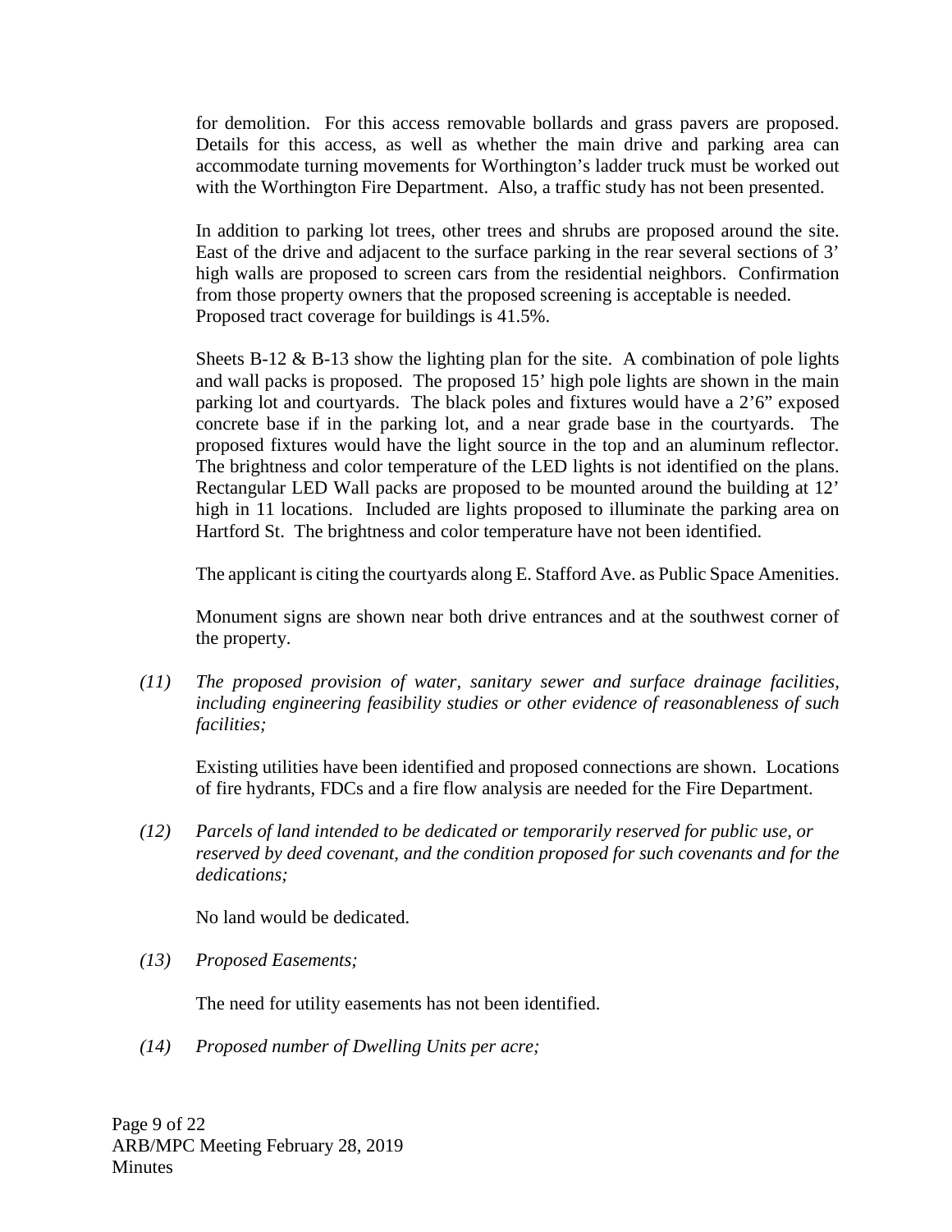for demolition. For this access removable bollards and grass pavers are proposed. Details for this access, as well as whether the main drive and parking area can accommodate turning movements for Worthington's ladder truck must be worked out with the Worthington Fire Department. Also, a traffic study has not been presented.

In addition to parking lot trees, other trees and shrubs are proposed around the site. East of the drive and adjacent to the surface parking in the rear several sections of 3' high walls are proposed to screen cars from the residential neighbors. Confirmation from those property owners that the proposed screening is acceptable is needed. Proposed tract coverage for buildings is 41.5%.

Sheets B-12 & B-13 show the lighting plan for the site. A combination of pole lights and wall packs is proposed. The proposed 15' high pole lights are shown in the main parking lot and courtyards. The black poles and fixtures would have a 2'6" exposed concrete base if in the parking lot, and a near grade base in the courtyards. The proposed fixtures would have the light source in the top and an aluminum reflector. The brightness and color temperature of the LED lights is not identified on the plans. Rectangular LED Wall packs are proposed to be mounted around the building at 12' high in 11 locations. Included are lights proposed to illuminate the parking area on Hartford St. The brightness and color temperature have not been identified.

The applicant is citing the courtyards along E. Stafford Ave. as Public Space Amenities.

Monument signs are shown near both drive entrances and at the southwest corner of the property.

*(11) The proposed provision of water, sanitary sewer and surface drainage facilities, including engineering feasibility studies or other evidence of reasonableness of such facilities;*

Existing utilities have been identified and proposed connections are shown. Locations of fire hydrants, FDCs and a fire flow analysis are needed for the Fire Department.

*(12) Parcels of land intended to be dedicated or temporarily reserved for public use, or reserved by deed covenant, and the condition proposed for such covenants and for the dedications;*

No land would be dedicated.

*(13) Proposed Easements;*

The need for utility easements has not been identified.

*(14) Proposed number of Dwelling Units per acre;*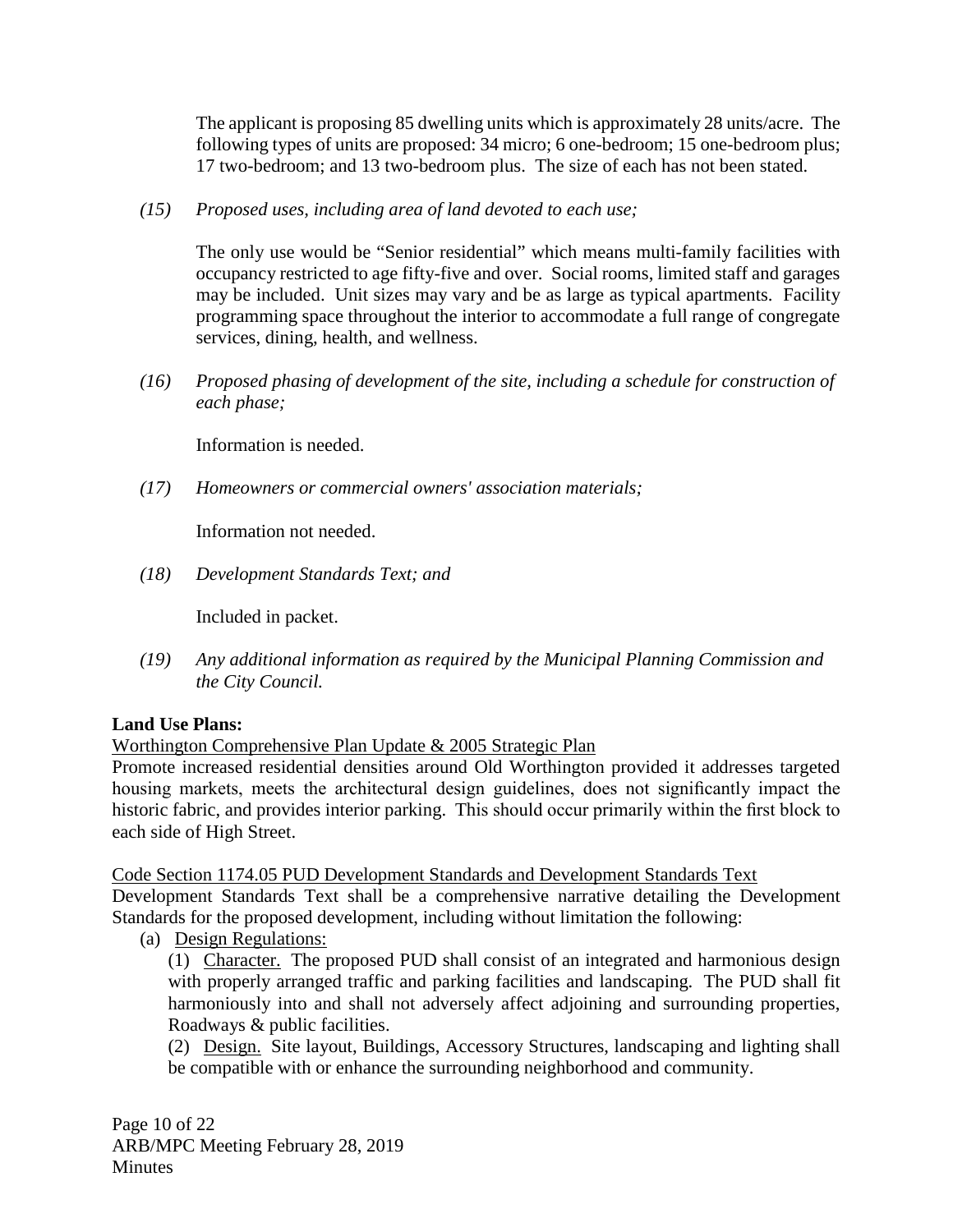The applicant is proposing 85 dwelling units which is approximately 28 units/acre. The following types of units are proposed: 34 micro; 6 one-bedroom; 15 one-bedroom plus; 17 two-bedroom; and 13 two-bedroom plus. The size of each has not been stated.

*(15) Proposed uses, including area of land devoted to each use;*

The only use would be "Senior residential" which means multi-family facilities with occupancy restricted to age fifty-five and over. Social rooms, limited staff and garages may be included. Unit sizes may vary and be as large as typical apartments. Facility programming space throughout the interior to accommodate a full range of congregate services, dining, health, and wellness.

*(16) Proposed phasing of development of the site, including a schedule for construction of each phase;*

Information is needed.

*(17) Homeowners or commercial owners' association materials;*

Information not needed.

*(18) Development Standards Text; and*

Included in packet.

*(19) Any additional information as required by the Municipal Planning Commission and the City Council.*

**Land Use Plans:**

Worthington Comprehensive Plan Update & 2005 Strategic Plan

Promote increased residential densities around Old Worthington provided it addresses targeted housing markets, meets the architectural design guidelines, does not significantly impact the historic fabric, and provides interior parking. This should occur primarily within the first block to each side of High Street.

Code Section 1174.05 PUD Development Standards and Development Standards Text

Development Standards Text shall be a comprehensive narrative detailing the Development Standards for the proposed development, including without limitation the following:

(a) Design Regulations:

(1) Character. The proposed PUD shall consist of an integrated and harmonious design with properly arranged traffic and parking facilities and landscaping. The PUD shall fit harmoniously into and shall not adversely affect adjoining and surrounding properties, Roadways & public facilities.

(2) Design. Site layout, Buildings, Accessory Structures, landscaping and lighting shall be compatible with or enhance the surrounding neighborhood and community.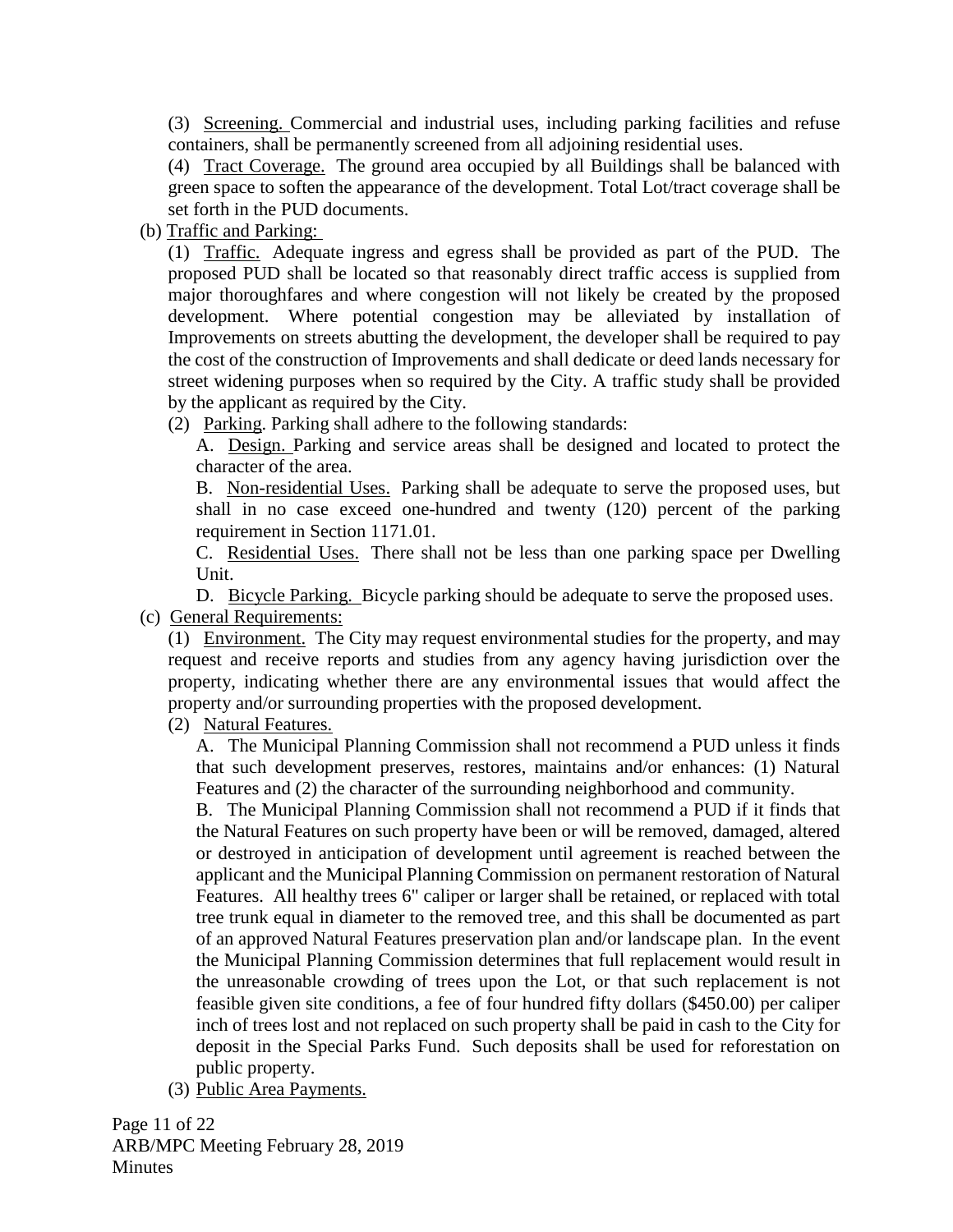(3) Screening. Commercial and industrial uses, including parking facilities and refuse containers, shall be permanently screened from all adjoining residential uses.

(4) Tract Coverage. The ground area occupied by all Buildings shall be balanced with green space to soften the appearance of the development. Total Lot/tract coverage shall be set forth in the PUD documents.

(b) Traffic and Parking:

(1) Traffic. Adequate ingress and egress shall be provided as part of the PUD. The proposed PUD shall be located so that reasonably direct traffic access is supplied from major thoroughfares and where congestion will not likely be created by the proposed development. Where potential congestion may be alleviated by installation of Improvements on streets abutting the development, the developer shall be required to pay the cost of the construction of Improvements and shall dedicate or deed lands necessary for street widening purposes when so required by the City. A traffic study shall be provided by the applicant as required by the City.

(2) Parking. Parking shall adhere to the following standards:

A. Design. Parking and service areas shall be designed and located to protect the character of the area.

B. Non-residential Uses. Parking shall be adequate to serve the proposed uses, but shall in no case exceed one-hundred and twenty (120) percent of the parking requirement in Section 1171.01.

C. Residential Uses. There shall not be less than one parking space per Dwelling Unit.

D. Bicycle Parking. Bicycle parking should be adequate to serve the proposed uses.

(c) General Requirements:

(1) Environment. The City may request environmental studies for the property, and may request and receive reports and studies from any agency having jurisdiction over the property, indicating whether there are any environmental issues that would affect the property and/or surrounding properties with the proposed development.

(2) Natural Features.

A. The Municipal Planning Commission shall not recommend a PUD unless it finds that such development preserves, restores, maintains and/or enhances: (1) Natural Features and (2) the character of the surrounding neighborhood and community.

B. The Municipal Planning Commission shall not recommend a PUD if it finds that the Natural Features on such property have been or will be removed, damaged, altered or destroyed in anticipation of development until agreement is reached between the applicant and the Municipal Planning Commission on permanent restoration of Natural Features. All healthy trees 6" caliper or larger shall be retained, or replaced with total tree trunk equal in diameter to the removed tree, and this shall be documented as part of an approved Natural Features preservation plan and/or landscape plan. In the event the Municipal Planning Commission determines that full replacement would result in the unreasonable crowding of trees upon the Lot, or that such replacement is not feasible given site conditions, a fee of four hundred fifty dollars ($450.00) per caliper inch of trees lost and not replaced on such property shall be paid in cash to the City for deposit in the Special Parks Fund. Such deposits shall be used for reforestation on public property.

(3) Public Area Payments.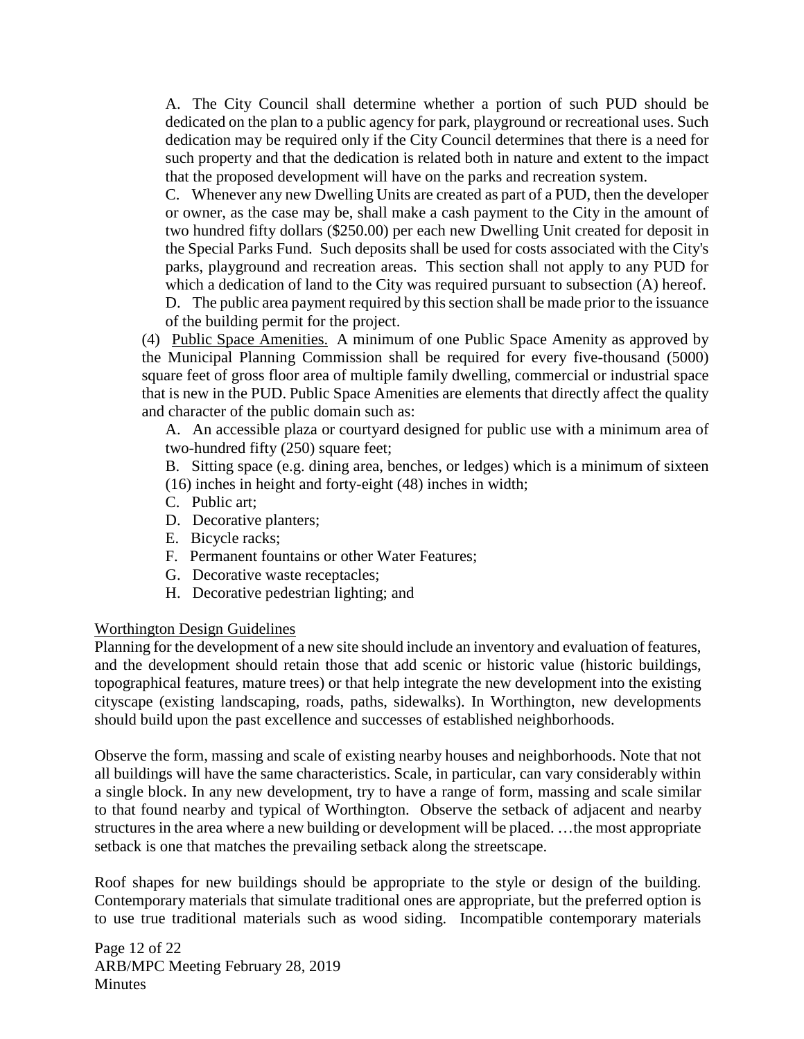A. The City Council shall determine whether a portion of such PUD should be dedicated on the plan to a public agency for park, playground or recreational uses. Such dedication may be required only if the City Council determines that there is a need for such property and that the dedication is related both in nature and extent to the impact that the proposed development will have on the parks and recreation system.

C. Whenever any new Dwelling Units are created as part of a PUD, then the developer or owner, as the case may be, shall make a cash payment to the City in the amount of two hundred fifty dollars ($250.00) per each new Dwelling Unit created for deposit in the Special Parks Fund. Such deposits shall be used for costs associated with the City's parks, playground and recreation areas. This section shall not apply to any PUD for which a dedication of land to the City was required pursuant to subsection (A) hereof.

D. The public area payment required by this section shall be made prior to the issuance of the building permit for the project.

(4) Public Space Amenities. A minimum of one Public Space Amenity as approved by the Municipal Planning Commission shall be required for every five-thousand (5000) square feet of gross floor area of multiple family dwelling, commercial or industrial space that is new in the PUD. Public Space Amenities are elements that directly affect the quality and character of the public domain such as:

A. An accessible plaza or courtyard designed for public use with a minimum area of two-hundred fifty (250) square feet;

B. Sitting space (e.g. dining area, benches, or ledges) which is a minimum of sixteen (16) inches in height and forty-eight (48) inches in width;

C. Public art;

D. Decorative planters;

E. Bicycle racks;

F. Permanent fountains or other Water Features;

G. Decorative waste receptacles;

H. Decorative pedestrian lighting; and

Worthington Design Guidelines

Planning for the development of a new site should include an inventory and evaluation of features, and the development should retain those that add scenic or historic value (historic buildings, topographical features, mature trees) or that help integrate the new development into the existing cityscape (existing landscaping, roads, paths, sidewalks). In Worthington, new developments should build upon the past excellence and successes of established neighborhoods.

Observe the form, massing and scale of existing nearby houses and neighborhoods. Note that not all buildings will have the same characteristics. Scale, in particular, can vary considerably within a single block. In any new development, try to have a range of form, massing and scale similar to that found nearby and typical of Worthington. Observe the setback of adjacent and nearby structures in the area where a new building or development will be placed. …the most appropriate setback is one that matches the prevailing setback along the streetscape.

Roof shapes for new buildings should be appropriate to the style or design of the building. Contemporary materials that simulate traditional ones are appropriate, but the preferred option is to use true traditional materials such as wood siding. Incompatible contemporary materials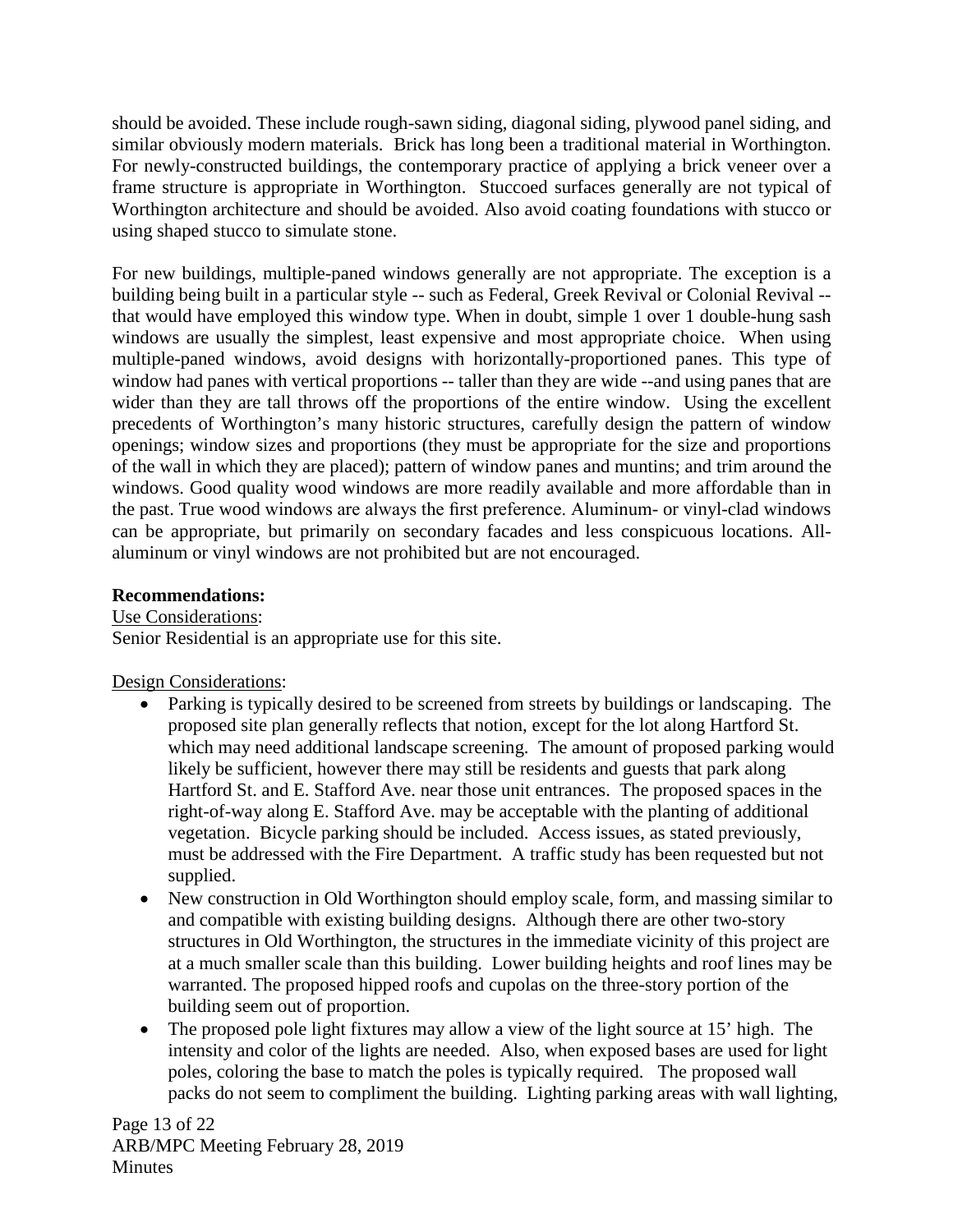should be avoided. These include rough-sawn siding, diagonal siding, plywood panel siding, and similar obviously modern materials. Brick has long been a traditional material in Worthington. For newly-constructed buildings, the contemporary practice of applying a brick veneer over a frame structure is appropriate in Worthington. Stuccoed surfaces generally are not typical of Worthington architecture and should be avoided. Also avoid coating foundations with stucco or using shaped stucco to simulate stone.

For new buildings, multiple-paned windows generally are not appropriate. The exception is a building being built in a particular style -- such as Federal, Greek Revival or Colonial Revival -- that would have employed this window type. When in doubt, simple 1 over 1 double-hung sash windows are usually the simplest, least expensive and most appropriate choice. When using multiple-paned windows, avoid designs with horizontally-proportioned panes. This type of window had panes with vertical proportions -- taller than they are wide --and using panes that are wider than they are tall throws off the proportions of the entire window. Using the excellent precedents of Worthington's many historic structures, carefully design the pattern of window openings; window sizes and proportions (they must be appropriate for the size and proportions of the wall in which they are placed); pattern of window panes and muntins; and trim around the windows. Good quality wood windows are more readily available and more affordable than in the past. True wood windows are always the first preference. Aluminum- or vinyl-clad windows can be appropriate, but primarily on secondary facades and less conspicuous locations. All-aluminum or vinyl windows are not prohibited but are not encouraged.

**Recommendations:**

Use Considerations:

Senior Residential is an appropriate use for this site.

Design Considerations:

- Parking is typically desired to be screened from streets by buildings or landscaping. The proposed site plan generally reflects that notion, except for the lot along Hartford St. which may need additional landscape screening. The amount of proposed parking would likely be sufficient, however there may still be residents and guests that park along Hartford St. and E. Stafford Ave. near those unit entrances. The proposed spaces in the right-of-way along E. Stafford Ave. may be acceptable with the planting of additional vegetation. Bicycle parking should be included. Access issues, as stated previously, must be addressed with the Fire Department. A traffic study has been requested but not supplied.
- New construction in Old Worthington should employ scale, form, and massing similar to and compatible with existing building designs. Although there are other two-story structures in Old Worthington, the structures in the immediate vicinity of this project are at a much smaller scale than this building. Lower building heights and roof lines may be warranted. The proposed hipped roofs and cupolas on the three-story portion of the building seem out of proportion.
- The proposed pole light fixtures may allow a view of the light source at 15' high. The intensity and color of the lights are needed. Also, when exposed bases are used for light poles, coloring the base to match the poles is typically required. The proposed wall packs do not seem to compliment the building. Lighting parking areas with wall lighting,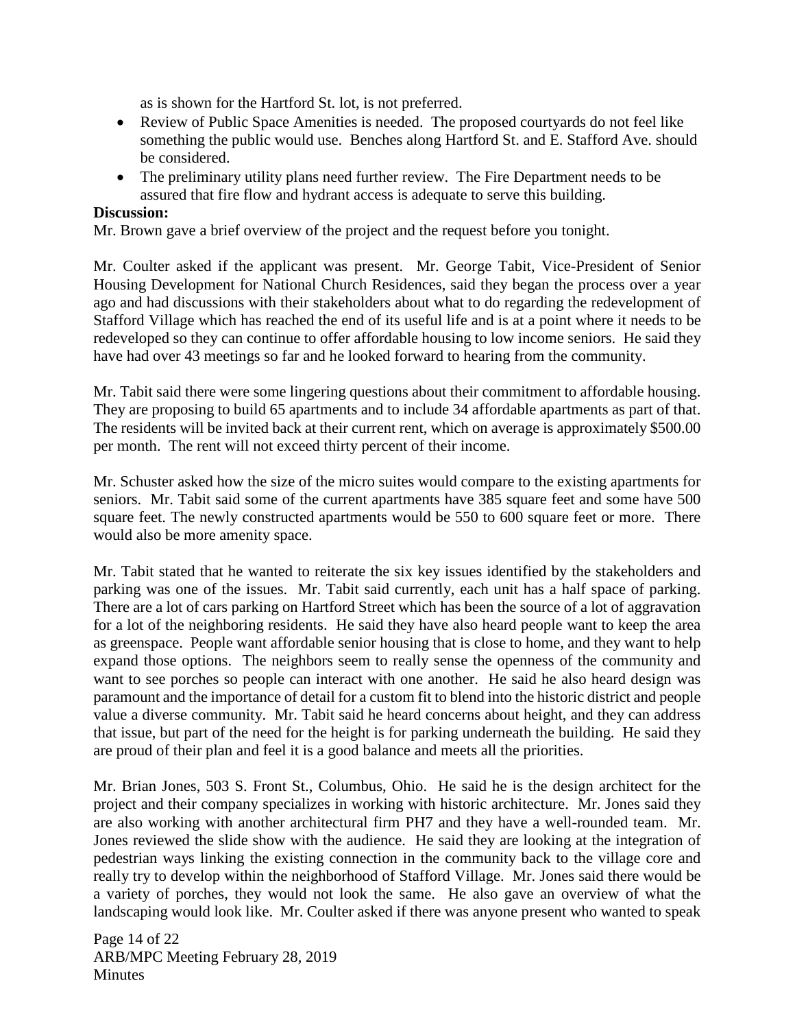as is shown for the Hartford St. lot, is not preferred.

- Review of Public Space Amenities is needed. The proposed courtyards do not feel like something the public would use. Benches along Hartford St. and E. Stafford Ave. should be considered.
- The preliminary utility plans need further review. The Fire Department needs to be assured that fire flow and hydrant access is adequate to serve this building.

**Discussion:**

Mr. Brown gave a brief overview of the project and the request before you tonight.

Mr. Coulter asked if the applicant was present. Mr. George Tabit, Vice-President of Senior Housing Development for National Church Residences, said they began the process over a year ago and had discussions with their stakeholders about what to do regarding the redevelopment of Stafford Village which has reached the end of its useful life and is at a point where it needs to be redeveloped so they can continue to offer affordable housing to low income seniors. He said they have had over 43 meetings so far and he looked forward to hearing from the community.

Mr. Tabit said there were some lingering questions about their commitment to affordable housing. They are proposing to build 65 apartments and to include 34 affordable apartments as part of that. The residents will be invited back at their current rent, which on average is approximately $500.00 per month. The rent will not exceed thirty percent of their income.

Mr. Schuster asked how the size of the micro suites would compare to the existing apartments for seniors. Mr. Tabit said some of the current apartments have 385 square feet and some have 500 square feet. The newly constructed apartments would be 550 to 600 square feet or more. There would also be more amenity space.

Mr. Tabit stated that he wanted to reiterate the six key issues identified by the stakeholders and parking was one of the issues. Mr. Tabit said currently, each unit has a half space of parking. There are a lot of cars parking on Hartford Street which has been the source of a lot of aggravation for a lot of the neighboring residents. He said they have also heard people want to keep the area as greenspace. People want affordable senior housing that is close to home, and they want to help expand those options. The neighbors seem to really sense the openness of the community and want to see porches so people can interact with one another. He said he also heard design was paramount and the importance of detail for a custom fit to blend into the historic district and people value a diverse community. Mr. Tabit said he heard concerns about height, and they can address that issue, but part of the need for the height is for parking underneath the building. He said they are proud of their plan and feel it is a good balance and meets all the priorities.

Mr. Brian Jones, 503 S. Front St., Columbus, Ohio. He said he is the design architect for the project and their company specializes in working with historic architecture. Mr. Jones said they are also working with another architectural firm PH7 and they have a well-rounded team. Mr. Jones reviewed the slide show with the audience. He said they are looking at the integration of pedestrian ways linking the existing connection in the community back to the village core and really try to develop within the neighborhood of Stafford Village. Mr. Jones said there would be a variety of porches, they would not look the same. He also gave an overview of what the landscaping would look like. Mr. Coulter asked if there was anyone present who wanted to speak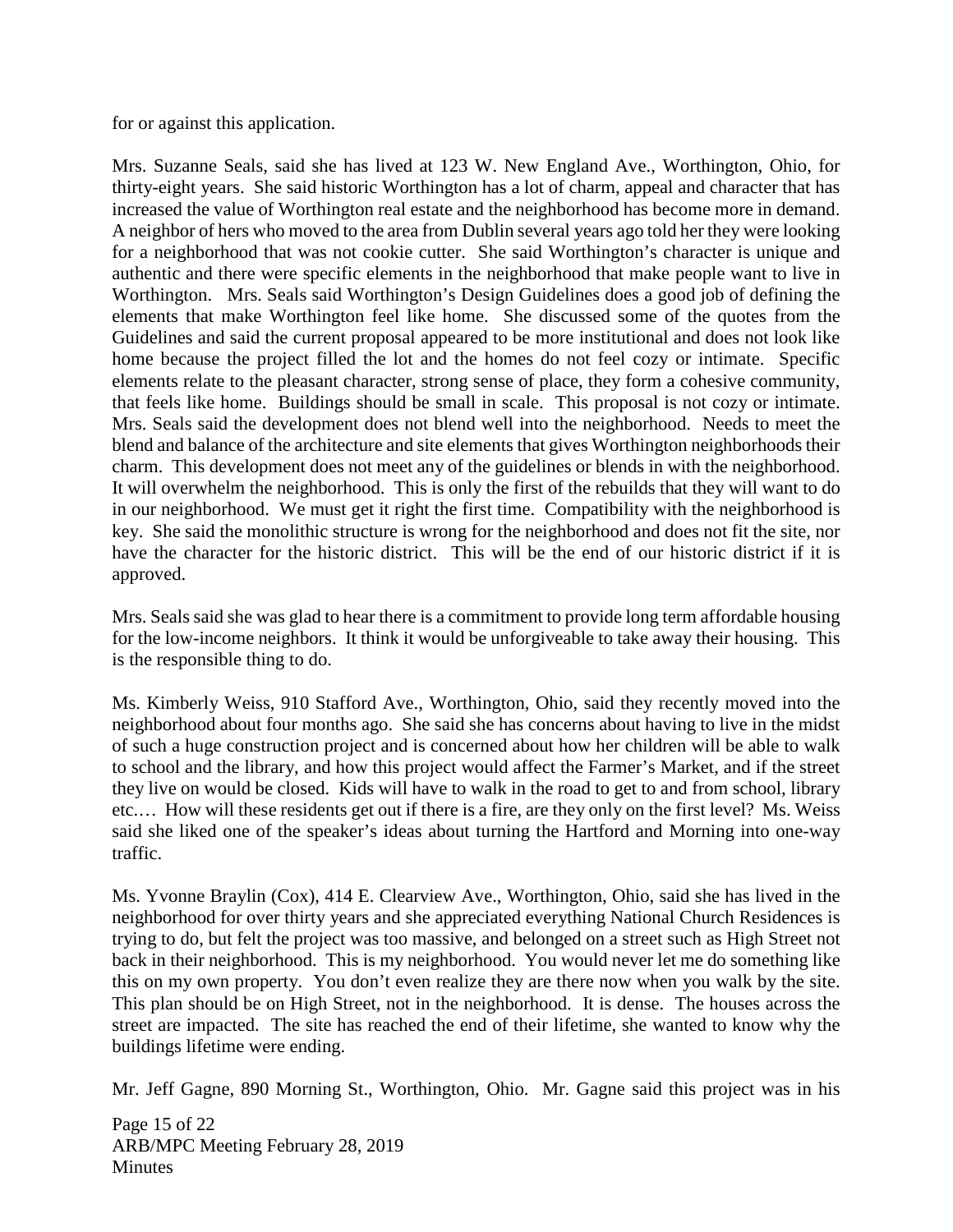for or against this application.

Mrs. Suzanne Seals, said she has lived at 123 W. New England Ave., Worthington, Ohio, for thirty-eight years. She said historic Worthington has a lot of charm, appeal and character that has increased the value of Worthington real estate and the neighborhood has become more in demand. A neighbor of hers who moved to the area from Dublin several years ago told her they were looking for a neighborhood that was not cookie cutter. She said Worthington's character is unique and authentic and there were specific elements in the neighborhood that make people want to live in Worthington. Mrs. Seals said Worthington's Design Guidelines does a good job of defining the elements that make Worthington feel like home. She discussed some of the quotes from the Guidelines and said the current proposal appeared to be more institutional and does not look like home because the project filled the lot and the homes do not feel cozy or intimate. Specific elements relate to the pleasant character, strong sense of place, they form a cohesive community, that feels like home. Buildings should be small in scale. This proposal is not cozy or intimate. Mrs. Seals said the development does not blend well into the neighborhood. Needs to meet the blend and balance of the architecture and site elements that gives Worthington neighborhoods their charm. This development does not meet any of the guidelines or blends in with the neighborhood. It will overwhelm the neighborhood. This is only the first of the rebuilds that they will want to do in our neighborhood. We must get it right the first time. Compatibility with the neighborhood is key. She said the monolithic structure is wrong for the neighborhood and does not fit the site, nor have the character for the historic district. This will be the end of our historic district if it is approved.

Mrs. Seals said she was glad to hear there is a commitment to provide long term affordable housing for the low-income neighbors. It think it would be unforgiveable to take away their housing. This is the responsible thing to do.

Ms. Kimberly Weiss, 910 Stafford Ave., Worthington, Ohio, said they recently moved into the neighborhood about four months ago. She said she has concerns about having to live in the midst of such a huge construction project and is concerned about how her children will be able to walk to school and the library, and how this project would affect the Farmer's Market, and if the street they live on would be closed. Kids will have to walk in the road to get to and from school, library etc.… How will these residents get out if there is a fire, are they only on the first level? Ms. Weiss said she liked one of the speaker's ideas about turning the Hartford and Morning into one-way traffic.

Ms. Yvonne Braylin (Cox), 414 E. Clearview Ave., Worthington, Ohio, said she has lived in the neighborhood for over thirty years and she appreciated everything National Church Residences is trying to do, but felt the project was too massive, and belonged on a street such as High Street not back in their neighborhood. This is my neighborhood. You would never let me do something like this on my own property. You don't even realize they are there now when you walk by the site. This plan should be on High Street, not in the neighborhood. It is dense. The houses across the street are impacted. The site has reached the end of their lifetime, she wanted to know why the buildings lifetime were ending.

Mr. Jeff Gagne, 890 Morning St., Worthington, Ohio. Mr. Gagne said this project was in his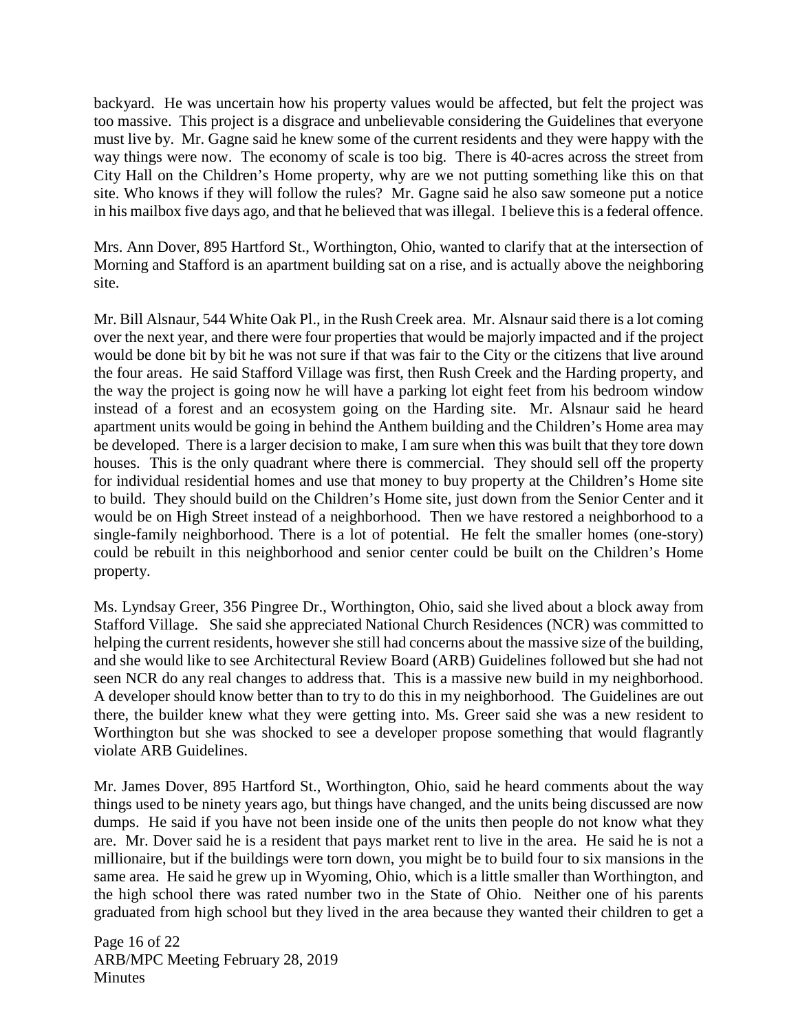backyard. He was uncertain how his property values would be affected, but felt the project was too massive. This project is a disgrace and unbelievable considering the Guidelines that everyone must live by. Mr. Gagne said he knew some of the current residents and they were happy with the way things were now. The economy of scale is too big. There is 40-acres across the street from City Hall on the Children's Home property, why are we not putting something like this on that site. Who knows if they will follow the rules? Mr. Gagne said he also saw someone put a notice in his mailbox five days ago, and that he believed that was illegal. I believe this is a federal offence.

Mrs. Ann Dover, 895 Hartford St., Worthington, Ohio, wanted to clarify that at the intersection of Morning and Stafford is an apartment building sat on a rise, and is actually above the neighboring site.

Mr. Bill Alsnaur, 544 White Oak Pl., in the Rush Creek area. Mr. Alsnaur said there is a lot coming over the next year, and there were four properties that would be majorly impacted and if the project would be done bit by bit he was not sure if that was fair to the City or the citizens that live around the four areas. He said Stafford Village was first, then Rush Creek and the Harding property, and the way the project is going now he will have a parking lot eight feet from his bedroom window instead of a forest and an ecosystem going on the Harding site. Mr. Alsnaur said he heard apartment units would be going in behind the Anthem building and the Children's Home area may be developed. There is a larger decision to make, I am sure when this was built that they tore down houses. This is the only quadrant where there is commercial. They should sell off the property for individual residential homes and use that money to buy property at the Children's Home site to build. They should build on the Children's Home site, just down from the Senior Center and it would be on High Street instead of a neighborhood. Then we have restored a neighborhood to a single-family neighborhood. There is a lot of potential. He felt the smaller homes (one-story) could be rebuilt in this neighborhood and senior center could be built on the Children's Home property.

Ms. Lyndsay Greer, 356 Pingree Dr., Worthington, Ohio, said she lived about a block away from Stafford Village. She said she appreciated National Church Residences (NCR) was committed to helping the current residents, however she still had concerns about the massive size of the building, and she would like to see Architectural Review Board (ARB) Guidelines followed but she had not seen NCR do any real changes to address that. This is a massive new build in my neighborhood. A developer should know better than to try to do this in my neighborhood. The Guidelines are out there, the builder knew what they were getting into. Ms. Greer said she was a new resident to Worthington but she was shocked to see a developer propose something that would flagrantly violate ARB Guidelines.

Mr. James Dover, 895 Hartford St., Worthington, Ohio, said he heard comments about the way things used to be ninety years ago, but things have changed, and the units being discussed are now dumps. He said if you have not been inside one of the units then people do not know what they are. Mr. Dover said he is a resident that pays market rent to live in the area. He said he is not a millionaire, but if the buildings were torn down, you might be to build four to six mansions in the same area. He said he grew up in Wyoming, Ohio, which is a little smaller than Worthington, and the high school there was rated number two in the State of Ohio. Neither one of his parents graduated from high school but they lived in the area because they wanted their children to get a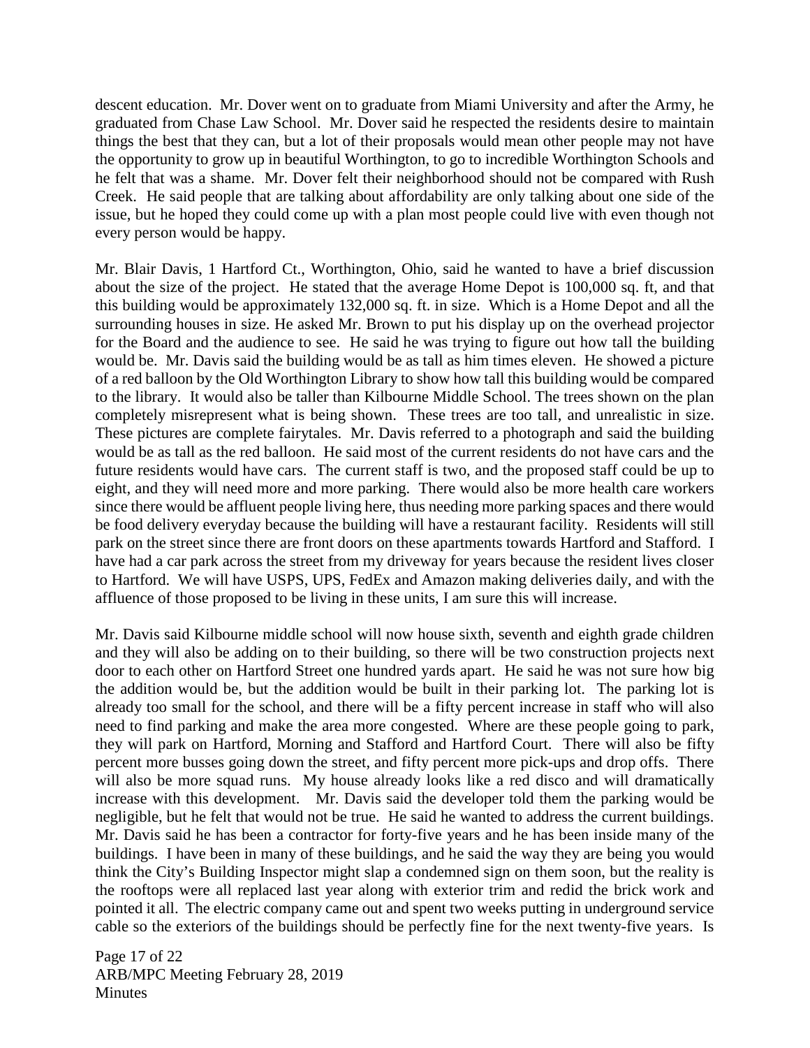descent education. Mr. Dover went on to graduate from Miami University and after the Army, he graduated from Chase Law School. Mr. Dover said he respected the residents desire to maintain things the best that they can, but a lot of their proposals would mean other people may not have the opportunity to grow up in beautiful Worthington, to go to incredible Worthington Schools and he felt that was a shame. Mr. Dover felt their neighborhood should not be compared with Rush Creek. He said people that are talking about affordability are only talking about one side of the issue, but he hoped they could come up with a plan most people could live with even though not every person would be happy.

Mr. Blair Davis, 1 Hartford Ct., Worthington, Ohio, said he wanted to have a brief discussion about the size of the project. He stated that the average Home Depot is 100,000 sq. ft, and that this building would be approximately 132,000 sq. ft. in size. Which is a Home Depot and all the surrounding houses in size. He asked Mr. Brown to put his display up on the overhead projector for the Board and the audience to see. He said he was trying to figure out how tall the building would be. Mr. Davis said the building would be as tall as him times eleven. He showed a picture of a red balloon by the Old Worthington Library to show how tall this building would be compared to the library. It would also be taller than Kilbourne Middle School. The trees shown on the plan completely misrepresent what is being shown. These trees are too tall, and unrealistic in size. These pictures are complete fairytales. Mr. Davis referred to a photograph and said the building would be as tall as the red balloon. He said most of the current residents do not have cars and the future residents would have cars. The current staff is two, and the proposed staff could be up to eight, and they will need more and more parking. There would also be more health care workers since there would be affluent people living here, thus needing more parking spaces and there would be food delivery everyday because the building will have a restaurant facility. Residents will still park on the street since there are front doors on these apartments towards Hartford and Stafford. I have had a car park across the street from my driveway for years because the resident lives closer to Hartford. We will have USPS, UPS, FedEx and Amazon making deliveries daily, and with the affluence of those proposed to be living in these units, I am sure this will increase.

Mr. Davis said Kilbourne middle school will now house sixth, seventh and eighth grade children and they will also be adding on to their building, so there will be two construction projects next door to each other on Hartford Street one hundred yards apart. He said he was not sure how big the addition would be, but the addition would be built in their parking lot. The parking lot is already too small for the school, and there will be a fifty percent increase in staff who will also need to find parking and make the area more congested. Where are these people going to park, they will park on Hartford, Morning and Stafford and Hartford Court. There will also be fifty percent more busses going down the street, and fifty percent more pick-ups and drop offs. There will also be more squad runs. My house already looks like a red disco and will dramatically increase with this development. Mr. Davis said the developer told them the parking would be negligible, but he felt that would not be true. He said he wanted to address the current buildings. Mr. Davis said he has been a contractor for forty-five years and he has been inside many of the buildings. I have been in many of these buildings, and he said the way they are being you would think the City's Building Inspector might slap a condemned sign on them soon, but the reality is the rooftops were all replaced last year along with exterior trim and redid the brick work and pointed it all. The electric company came out and spent two weeks putting in underground service cable so the exteriors of the buildings should be perfectly fine for the next twenty-five years. Is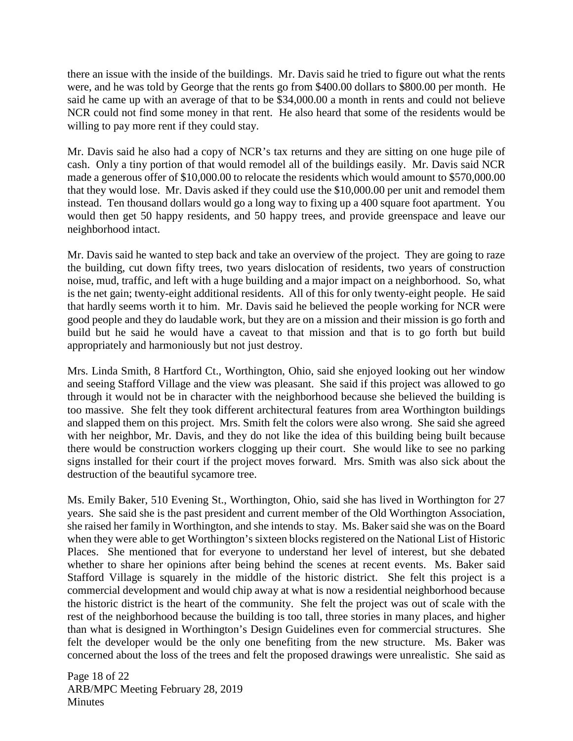there an issue with the inside of the buildings. Mr. Davis said he tried to figure out what the rents were, and he was told by George that the rents go from $400.00 dollars to $800.00 per month. He said he came up with an average of that to be $34,000.00 a month in rents and could not believe NCR could not find some money in that rent. He also heard that some of the residents would be willing to pay more rent if they could stay.

Mr. Davis said he also had a copy of NCR's tax returns and they are sitting on one huge pile of cash. Only a tiny portion of that would remodel all of the buildings easily. Mr. Davis said NCR made a generous offer of $10,000.00 to relocate the residents which would amount to $570,000.00 that they would lose. Mr. Davis asked if they could use the $10,000.00 per unit and remodel them instead. Ten thousand dollars would go a long way to fixing up a 400 square foot apartment. You would then get 50 happy residents, and 50 happy trees, and provide greenspace and leave our neighborhood intact.

Mr. Davis said he wanted to step back and take an overview of the project. They are going to raze the building, cut down fifty trees, two years dislocation of residents, two years of construction noise, mud, traffic, and left with a huge building and a major impact on a neighborhood. So, what is the net gain; twenty-eight additional residents. All of this for only twenty-eight people. He said that hardly seems worth it to him. Mr. Davis said he believed the people working for NCR were good people and they do laudable work, but they are on a mission and their mission is go forth and build but he said he would have a caveat to that mission and that is to go forth but build appropriately and harmoniously but not just destroy.

Mrs. Linda Smith, 8 Hartford Ct., Worthington, Ohio, said she enjoyed looking out her window and seeing Stafford Village and the view was pleasant. She said if this project was allowed to go through it would not be in character with the neighborhood because she believed the building is too massive. She felt they took different architectural features from area Worthington buildings and slapped them on this project. Mrs. Smith felt the colors were also wrong. She said she agreed with her neighbor, Mr. Davis, and they do not like the idea of this building being built because there would be construction workers clogging up their court. She would like to see no parking signs installed for their court if the project moves forward. Mrs. Smith was also sick about the destruction of the beautiful sycamore tree.

Ms. Emily Baker, 510 Evening St., Worthington, Ohio, said she has lived in Worthington for 27 years. She said she is the past president and current member of the Old Worthington Association, she raised her family in Worthington, and she intends to stay. Ms. Baker said she was on the Board when they were able to get Worthington's sixteen blocks registered on the National List of Historic Places. She mentioned that for everyone to understand her level of interest, but she debated whether to share her opinions after being behind the scenes at recent events. Ms. Baker said Stafford Village is squarely in the middle of the historic district. She felt this project is a commercial development and would chip away at what is now a residential neighborhood because the historic district is the heart of the community. She felt the project was out of scale with the rest of the neighborhood because the building is too tall, three stories in many places, and higher than what is designed in Worthington's Design Guidelines even for commercial structures. She felt the developer would be the only one benefiting from the new structure. Ms. Baker was concerned about the loss of the trees and felt the proposed drawings were unrealistic. She said as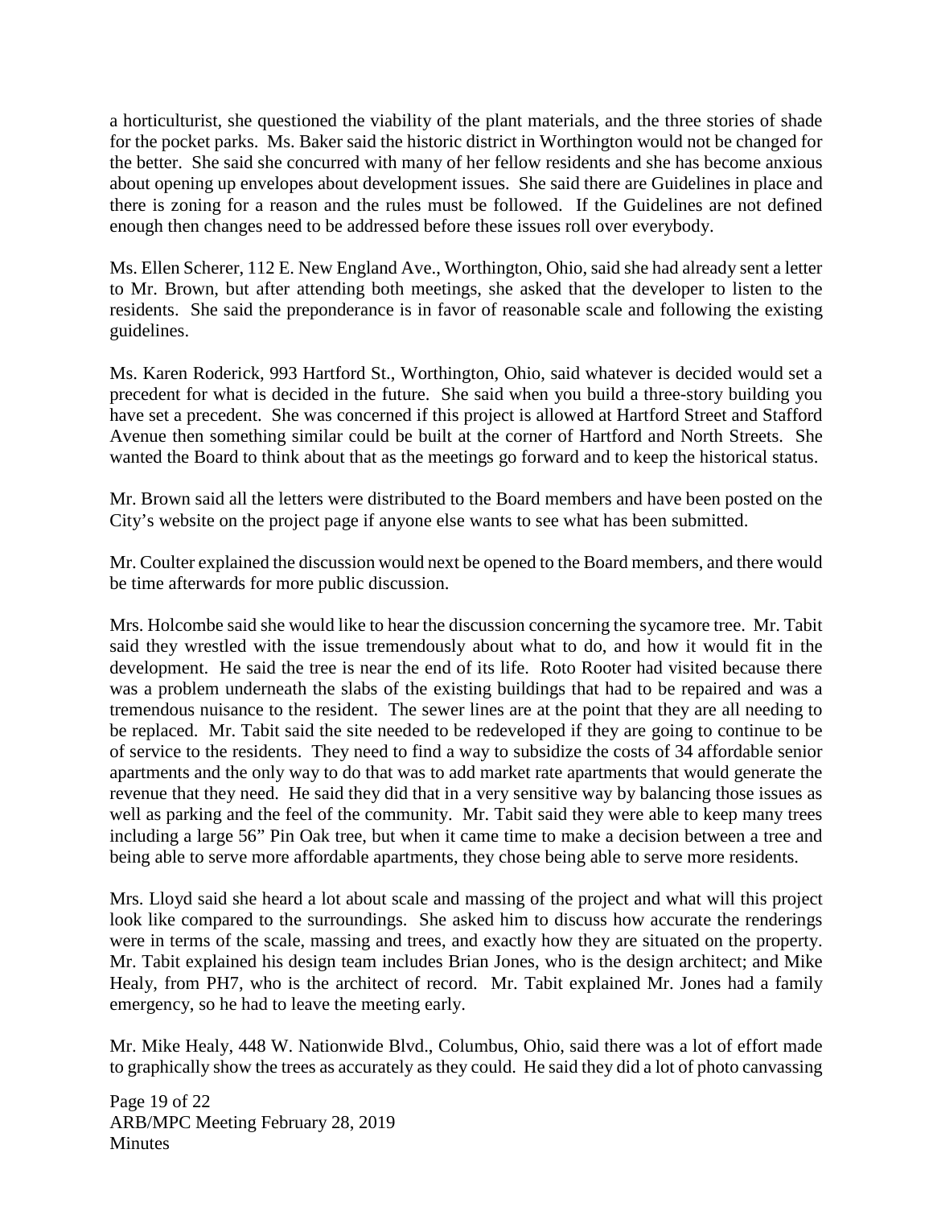a horticulturist, she questioned the viability of the plant materials, and the three stories of shade for the pocket parks. Ms. Baker said the historic district in Worthington would not be changed for the better. She said she concurred with many of her fellow residents and she has become anxious about opening up envelopes about development issues. She said there are Guidelines in place and there is zoning for a reason and the rules must be followed. If the Guidelines are not defined enough then changes need to be addressed before these issues roll over everybody.

Ms. Ellen Scherer, 112 E. New England Ave., Worthington, Ohio, said she had already sent a letter to Mr. Brown, but after attending both meetings, she asked that the developer to listen to the residents. She said the preponderance is in favor of reasonable scale and following the existing guidelines.

Ms. Karen Roderick, 993 Hartford St., Worthington, Ohio, said whatever is decided would set a precedent for what is decided in the future. She said when you build a three-story building you have set a precedent. She was concerned if this project is allowed at Hartford Street and Stafford Avenue then something similar could be built at the corner of Hartford and North Streets. She wanted the Board to think about that as the meetings go forward and to keep the historical status.

Mr. Brown said all the letters were distributed to the Board members and have been posted on the City's website on the project page if anyone else wants to see what has been submitted.

Mr. Coulter explained the discussion would next be opened to the Board members, and there would be time afterwards for more public discussion.

Mrs. Holcombe said she would like to hear the discussion concerning the sycamore tree. Mr. Tabit said they wrestled with the issue tremendously about what to do, and how it would fit in the development. He said the tree is near the end of its life. Roto Rooter had visited because there was a problem underneath the slabs of the existing buildings that had to be repaired and was a tremendous nuisance to the resident. The sewer lines are at the point that they are all needing to be replaced. Mr. Tabit said the site needed to be redeveloped if they are going to continue to be of service to the residents. They need to find a way to subsidize the costs of 34 affordable senior apartments and the only way to do that was to add market rate apartments that would generate the revenue that they need. He said they did that in a very sensitive way by balancing those issues as well as parking and the feel of the community. Mr. Tabit said they were able to keep many trees including a large 56" Pin Oak tree, but when it came time to make a decision between a tree and being able to serve more affordable apartments, they chose being able to serve more residents.

Mrs. Lloyd said she heard a lot about scale and massing of the project and what will this project look like compared to the surroundings. She asked him to discuss how accurate the renderings were in terms of the scale, massing and trees, and exactly how they are situated on the property. Mr. Tabit explained his design team includes Brian Jones, who is the design architect; and Mike Healy, from PH7, who is the architect of record. Mr. Tabit explained Mr. Jones had a family emergency, so he had to leave the meeting early.

Mr. Mike Healy, 448 W. Nationwide Blvd., Columbus, Ohio, said there was a lot of effort made to graphically show the trees as accurately as they could. He said they did a lot of photo canvassing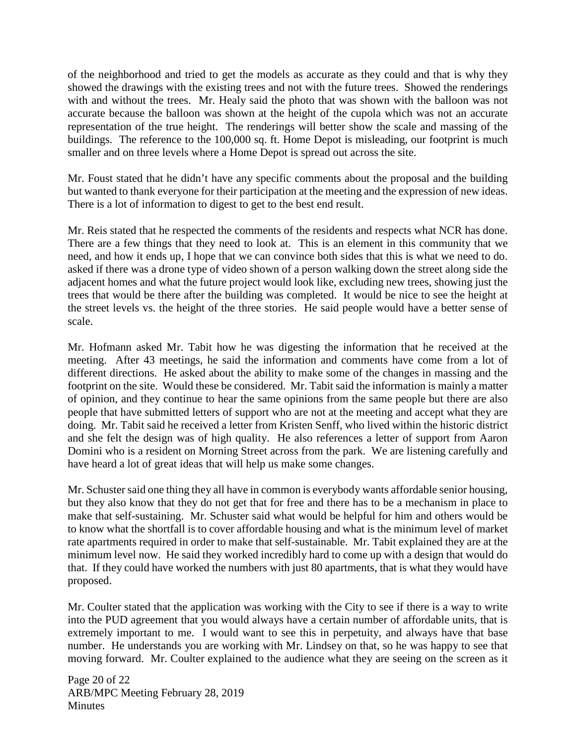of the neighborhood and tried to get the models as accurate as they could and that is why they showed the drawings with the existing trees and not with the future trees. Showed the renderings with and without the trees. Mr. Healy said the photo that was shown with the balloon was not accurate because the balloon was shown at the height of the cupola which was not an accurate representation of the true height. The renderings will better show the scale and massing of the buildings. The reference to the 100,000 sq. ft. Home Depot is misleading, our footprint is much smaller and on three levels where a Home Depot is spread out across the site.

Mr. Foust stated that he didn't have any specific comments about the proposal and the building but wanted to thank everyone for their participation at the meeting and the expression of new ideas. There is a lot of information to digest to get to the best end result.

Mr. Reis stated that he respected the comments of the residents and respects what NCR has done. There are a few things that they need to look at. This is an element in this community that we need, and how it ends up, I hope that we can convince both sides that this is what we need to do. asked if there was a drone type of video shown of a person walking down the street along side the adjacent homes and what the future project would look like, excluding new trees, showing just the trees that would be there after the building was completed. It would be nice to see the height at the street levels vs. the height of the three stories. He said people would have a better sense of scale.

Mr. Hofmann asked Mr. Tabit how he was digesting the information that he received at the meeting. After 43 meetings, he said the information and comments have come from a lot of different directions. He asked about the ability to make some of the changes in massing and the footprint on the site. Would these be considered. Mr. Tabit said the information is mainly a matter of opinion, and they continue to hear the same opinions from the same people but there are also people that have submitted letters of support who are not at the meeting and accept what they are doing. Mr. Tabit said he received a letter from Kristen Senff, who lived within the historic district and she felt the design was of high quality. He also references a letter of support from Aaron Domini who is a resident on Morning Street across from the park. We are listening carefully and have heard a lot of great ideas that will help us make some changes.

Mr. Schuster said one thing they all have in common is everybody wants affordable senior housing, but they also know that they do not get that for free and there has to be a mechanism in place to make that self-sustaining. Mr. Schuster said what would be helpful for him and others would be to know what the shortfall is to cover affordable housing and what is the minimum level of market rate apartments required in order to make that self-sustainable. Mr. Tabit explained they are at the minimum level now. He said they worked incredibly hard to come up with a design that would do that. If they could have worked the numbers with just 80 apartments, that is what they would have proposed.

Mr. Coulter stated that the application was working with the City to see if there is a way to write into the PUD agreement that you would always have a certain number of affordable units, that is extremely important to me. I would want to see this in perpetuity, and always have that base number. He understands you are working with Mr. Lindsey on that, so he was happy to see that moving forward. Mr. Coulter explained to the audience what they are seeing on the screen as it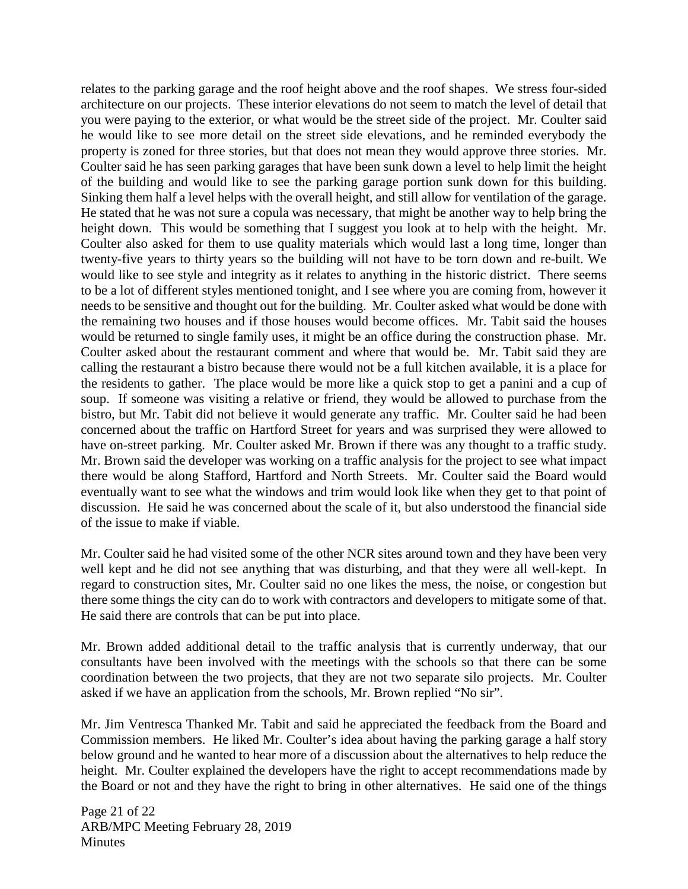relates to the parking garage and the roof height above and the roof shapes. We stress four-sided architecture on our projects. These interior elevations do not seem to match the level of detail that you were paying to the exterior, or what would be the street side of the project. Mr. Coulter said he would like to see more detail on the street side elevations, and he reminded everybody the property is zoned for three stories, but that does not mean they would approve three stories. Mr. Coulter said he has seen parking garages that have been sunk down a level to help limit the height of the building and would like to see the parking garage portion sunk down for this building. Sinking them half a level helps with the overall height, and still allow for ventilation of the garage. He stated that he was not sure a copula was necessary, that might be another way to help bring the height down. This would be something that I suggest you look at to help with the height. Mr. Coulter also asked for them to use quality materials which would last a long time, longer than twenty-five years to thirty years so the building will not have to be torn down and re-built. We would like to see style and integrity as it relates to anything in the historic district. There seems to be a lot of different styles mentioned tonight, and I see where you are coming from, however it needs to be sensitive and thought out for the building. Mr. Coulter asked what would be done with the remaining two houses and if those houses would become offices. Mr. Tabit said the houses would be returned to single family uses, it might be an office during the construction phase. Mr. Coulter asked about the restaurant comment and where that would be. Mr. Tabit said they are calling the restaurant a bistro because there would not be a full kitchen available, it is a place for the residents to gather. The place would be more like a quick stop to get a panini and a cup of soup. If someone was visiting a relative or friend, they would be allowed to purchase from the bistro, but Mr. Tabit did not believe it would generate any traffic. Mr. Coulter said he had been concerned about the traffic on Hartford Street for years and was surprised they were allowed to have on-street parking. Mr. Coulter asked Mr. Brown if there was any thought to a traffic study. Mr. Brown said the developer was working on a traffic analysis for the project to see what impact there would be along Stafford, Hartford and North Streets. Mr. Coulter said the Board would eventually want to see what the windows and trim would look like when they get to that point of discussion. He said he was concerned about the scale of it, but also understood the financial side of the issue to make if viable.

Mr. Coulter said he had visited some of the other NCR sites around town and they have been very well kept and he did not see anything that was disturbing, and that they were all well-kept. In regard to construction sites, Mr. Coulter said no one likes the mess, the noise, or congestion but there some things the city can do to work with contractors and developers to mitigate some of that. He said there are controls that can be put into place.

Mr. Brown added additional detail to the traffic analysis that is currently underway, that our consultants have been involved with the meetings with the schools so that there can be some coordination between the two projects, that they are not two separate silo projects. Mr. Coulter asked if we have an application from the schools, Mr. Brown replied "No sir".

Mr. Jim Ventresca Thanked Mr. Tabit and said he appreciated the feedback from the Board and Commission members. He liked Mr. Coulter's idea about having the parking garage a half story below ground and he wanted to hear more of a discussion about the alternatives to help reduce the height. Mr. Coulter explained the developers have the right to accept recommendations made by the Board or not and they have the right to bring in other alternatives. He said one of the things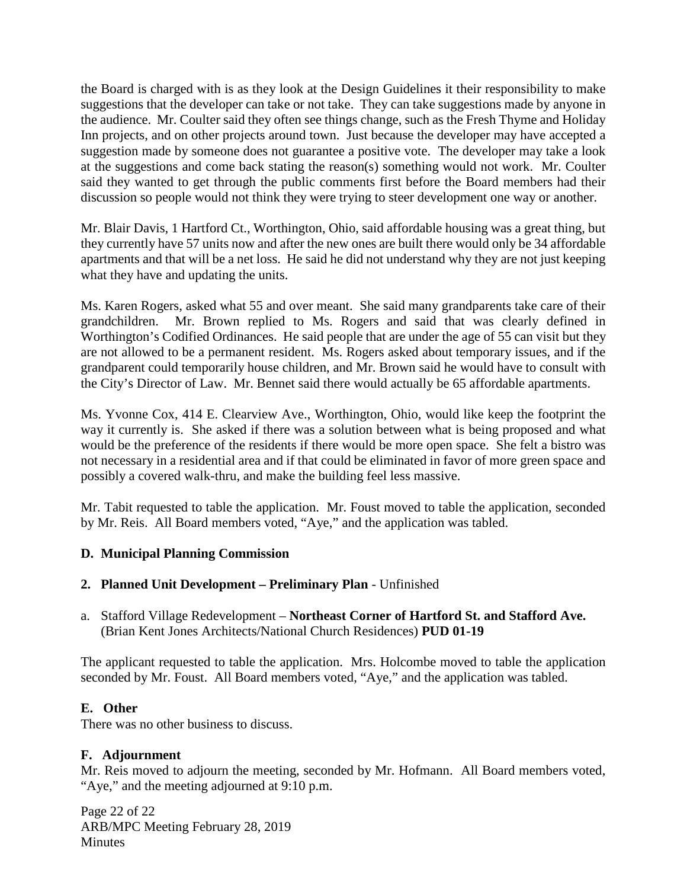the Board is charged with is as they look at the Design Guidelines it their responsibility to make suggestions that the developer can take or not take. They can take suggestions made by anyone in the audience. Mr. Coulter said they often see things change, such as the Fresh Thyme and Holiday Inn projects, and on other projects around town. Just because the developer may have accepted a suggestion made by someone does not guarantee a positive vote. The developer may take a look at the suggestions and come back stating the reason(s) something would not work. Mr. Coulter said they wanted to get through the public comments first before the Board members had their discussion so people would not think they were trying to steer development one way or another.

Mr. Blair Davis, 1 Hartford Ct., Worthington, Ohio, said affordable housing was a great thing, but they currently have 57 units now and after the new ones are built there would only be 34 affordable apartments and that will be a net loss. He said he did not understand why they are not just keeping what they have and updating the units.

Ms. Karen Rogers, asked what 55 and over meant. She said many grandparents take care of their grandchildren. Mr. Brown replied to Ms. Rogers and said that was clearly defined in Worthington's Codified Ordinances. He said people that are under the age of 55 can visit but they are not allowed to be a permanent resident. Ms. Rogers asked about temporary issues, and if the grandparent could temporarily house children, and Mr. Brown said he would have to consult with the City's Director of Law. Mr. Bennet said there would actually be 65 affordable apartments.

Ms. Yvonne Cox, 414 E. Clearview Ave., Worthington, Ohio, would like keep the footprint the way it currently is. She asked if there was a solution between what is being proposed and what would be the preference of the residents if there would be more open space. She felt a bistro was not necessary in a residential area and if that could be eliminated in favor of more green space and possibly a covered walk-thru, and make the building feel less massive.

Mr. Tabit requested to table the application. Mr. Foust moved to table the application, seconded by Mr. Reis. All Board members voted, "Aye," and the application was tabled.

### D. Municipal Planning Commission

#### 2. Planned Unit Development – Preliminary Plan - Unfinished

a. Stafford Village Redevelopment – **Northeast Corner of Hartford St. and Stafford Ave.** (Brian Kent Jones Architects/National Church Residences) **PUD 01-19**

The applicant requested to table the application. Mrs. Holcombe moved to table the application seconded by Mr. Foust. All Board members voted, "Aye," and the application was tabled.

### E. Other

There was no other business to discuss.

### F. Adjournment

Mr. Reis moved to adjourn the meeting, seconded by Mr. Hofmann. All Board members voted, "Aye," and the meeting adjourned at 9:10 p.m.